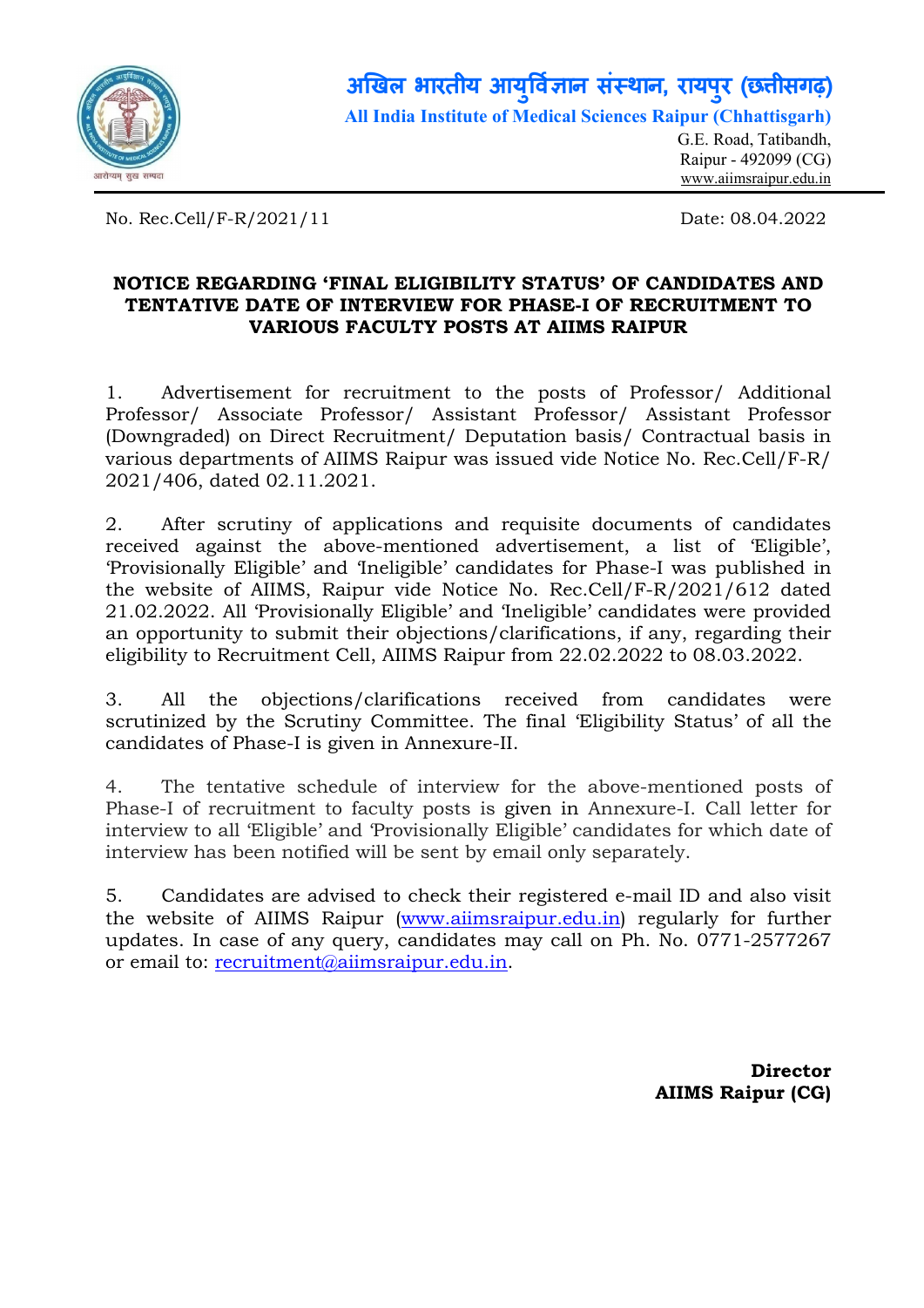# अखिल भारतीय आयुर्विज्ञान संस्थान, रायपुर (छत्तीसगढ़)

**All India Institute of Medical Sciences Raipur (Chhattisgarh)**

G.E. Road, Tatibandh,
Raipur - 492099 (CG)
www.aiimsraipur.edu.in

No. Rec.Cell/F-R/2021/11 Date: 08.04.2022

**NOTICE REGARDING 'FINAL ELIGIBILITY STATUS' OF CANDIDATES AND TENTATIVE DATE OF INTERVIEW FOR PHASE-I OF RECRUITMENT TO VARIOUS FACULTY POSTS AT AIIMS RAIPUR**

1. Advertisement for recruitment to the posts of Professor/ Additional Professor/ Associate Professor/ Assistant Professor/ Assistant Professor (Downgraded) on Direct Recruitment/ Deputation basis/ Contractual basis in various departments of AIIMS Raipur was issued vide Notice No. Rec.Cell/F-R/2021/406, dated 02.11.2021.

2. After scrutiny of applications and requisite documents of candidates received against the above-mentioned advertisement, a list of 'Eligible', 'Provisionally Eligible' and 'Ineligible' candidates for Phase-I was published in the website of AIIMS, Raipur vide Notice No. Rec.Cell/F-R/2021/612 dated 21.02.2022. All 'Provisionally Eligible' and 'Ineligible' candidates were provided an opportunity to submit their objections/clarifications, if any, regarding their eligibility to Recruitment Cell, AIIMS Raipur from 22.02.2022 to 08.03.2022.

3. All the objections/clarifications received from candidates were scrutinized by the Scrutiny Committee. The final 'Eligibility Status' of all the candidates of Phase-I is given in Annexure-II.

4. The tentative schedule of interview for the above-mentioned posts of Phase-I of recruitment to faculty posts is given in Annexure-I. Call letter for interview to all 'Eligible' and 'Provisionally Eligible' candidates for which date of interview has been notified will be sent by email only separately.

5. Candidates are advised to check their registered e-mail ID and also visit the website of AIIMS Raipur (www.aiimsraipur.edu.in) regularly for further updates. In case of any query, candidates may call on Ph. No. 0771-2577267 or email to: recruitment@aiimsraipur.edu.in.

**Director**
**AIIMS Raipur (CG)**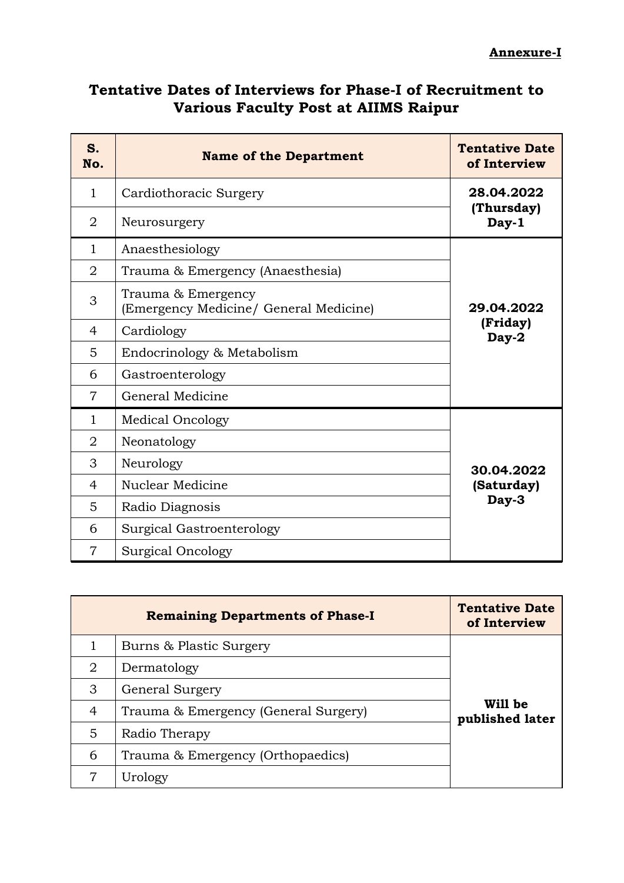**Annexure-I**

## Tentative Dates of Interviews for Phase-I of Recruitment to Various Faculty Post at AIIMS Raipur

| S. No. | Name of the Department | Tentative Date of Interview |
|---|---|---|
| 1 | Cardiothoracic Surgery | **28.04.2022 (Thursday) Day-1** |
| 2 | Neurosurgery | |
| 1 | Anaesthesiology | **29.04.2022 (Friday) Day-2** |
| 2 | Trauma & Emergency (Anaesthesia) | |
| 3 | Trauma & Emergency (Emergency Medicine/ General Medicine) | |
| 4 | Cardiology | |
| 5 | Endocrinology & Metabolism | |
| 6 | Gastroenterology | |
| 7 | General Medicine | |
| 1 | Medical Oncology | **30.04.2022 (Saturday) Day-3** |
| 2 | Neonatology | |
| 3 | Neurology | |
| 4 | Nuclear Medicine | |
| 5 | Radio Diagnosis | |
| 6 | Surgical Gastroenterology | |
| 7 | Surgical Oncology | |

| Remaining Departments of Phase-I | | Tentative Date of Interview |
|---|---|---|
| 1 | Burns & Plastic Surgery | **Will be published later** |
| 2 | Dermatology | |
| 3 | General Surgery | |
| 4 | Trauma & Emergency (General Surgery) | |
| 5 | Radio Therapy | |
| 6 | Trauma & Emergency (Orthopaedics) | |
| 7 | Urology | |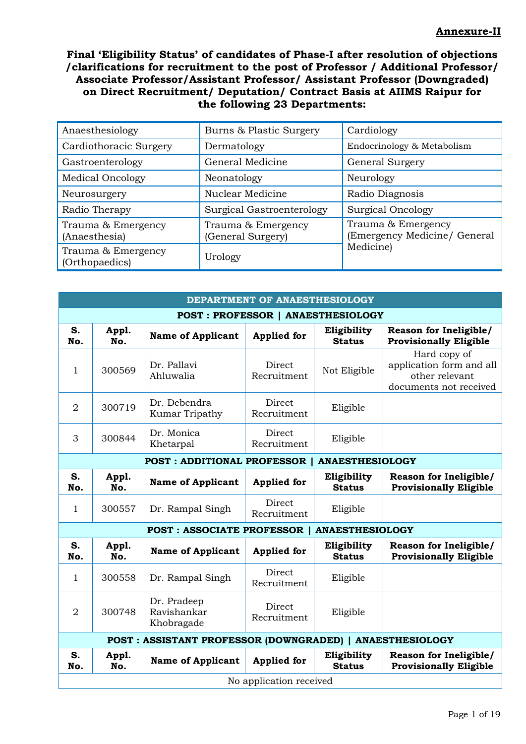**Annexure-II**

**Final 'Eligibility Status' of candidates of Phase-I after resolution of objections /clarifications for recruitment to the post of Professor / Additional Professor/ Associate Professor/Assistant Professor/ Assistant Professor (Downgraded) on Direct Recruitment/ Deputation/ Contract Basis at AIIMS Raipur for the following 23 Departments:**

| | | |
|---|---|---|
| Anaesthesiology | Burns & Plastic Surgery | Cardiology |
| Cardiothoracic Surgery | Dermatology | Endocrinology & Metabolism |
| Gastroenterology | General Medicine | General Surgery |
| Medical Oncology | Neonatology | Neurology |
| Neurosurgery | Nuclear Medicine | Radio Diagnosis |
| Radio Therapy | Surgical Gastroenterology | Surgical Oncology |
| Trauma & Emergency (Anaesthesia) | Trauma & Emergency (General Surgery) | Trauma & Emergency (Emergency Medicine/ General Medicine) |
| Trauma & Emergency (Orthopaedics) | Urology | |

**DEPARTMENT OF ANAESTHESIOLOGY**

**POST : PROFESSOR | ANAESTHESIOLOGY**

| S. No. | Appl. No. | Name of Applicant | Applied for | Eligibility Status | Reason for Ineligible/ Provisionally Eligible |
|---|---|---|---|---|---|
| 1 | 300569 | Dr. Pallavi Ahluwalia | Direct Recruitment | Not Eligible | Hard copy of application form and all other relevant documents not received |
| 2 | 300719 | Dr. Debendra Kumar Tripathy | Direct Recruitment | Eligible | |
| 3 | 300844 | Dr. Monica Khetarpal | Direct Recruitment | Eligible | |

**POST : ADDITIONAL PROFESSOR | ANAESTHESIOLOGY**

| S. No. | Appl. No. | Name of Applicant | Applied for | Eligibility Status | Reason for Ineligible/ Provisionally Eligible |
|---|---|---|---|---|---|
| 1 | 300557 | Dr. Rampal Singh | Direct Recruitment | Eligible | |

**POST : ASSOCIATE PROFESSOR | ANAESTHESIOLOGY**

| S. No. | Appl. No. | Name of Applicant | Applied for | Eligibility Status | Reason for Ineligible/ Provisionally Eligible |
|---|---|---|---|---|---|
| 1 | 300558 | Dr. Rampal Singh | Direct Recruitment | Eligible | |
| 2 | 300748 | Dr. Pradeep Ravishankar Khobragade | Direct Recruitment | Eligible | |

**POST : ASSISTANT PROFESSOR (DOWNGRADED) | ANAESTHESIOLOGY**

| S. No. | Appl. No. | Name of Applicant | Applied for | Eligibility Status | Reason for Ineligible/ Provisionally Eligible |
|---|---|---|---|---|---|
| No application received | | | | | |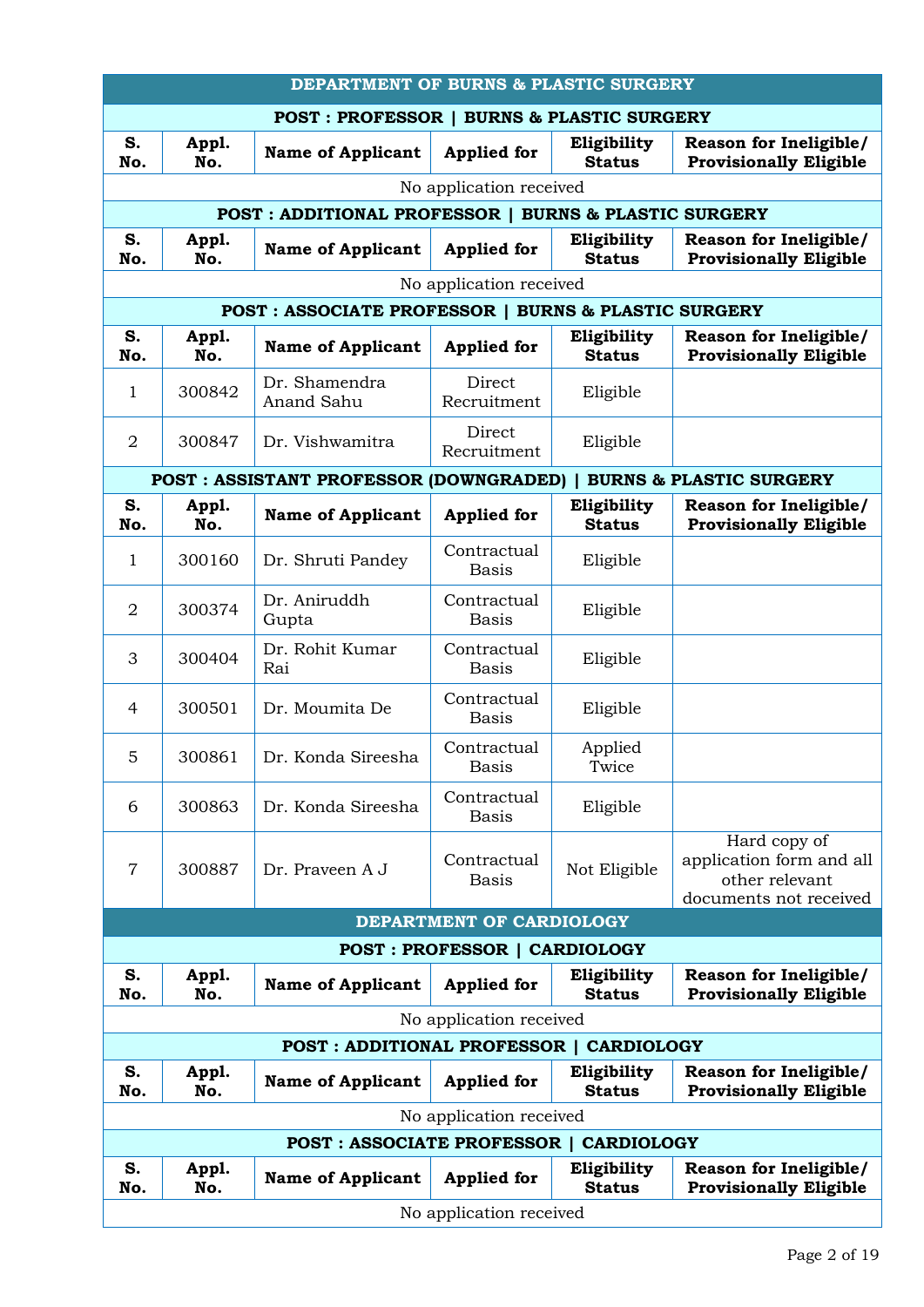## DEPARTMENT OF BURNS & PLASTIC SURGERY

### POST : PROFESSOR | BURNS & PLASTIC SURGERY

| S. No. | Appl. No. | Name of Applicant | Applied for | Eligibility Status | Reason for Ineligible/ Provisionally Eligible |
|---|---|---|---|---|---|
| No application received | | | | | |

### POST : ADDITIONAL PROFESSOR | BURNS & PLASTIC SURGERY

| S. No. | Appl. No. | Name of Applicant | Applied for | Eligibility Status | Reason for Ineligible/ Provisionally Eligible |
|---|---|---|---|---|---|
| No application received | | | | | |

### POST : ASSOCIATE PROFESSOR | BURNS & PLASTIC SURGERY

| S. No. | Appl. No. | Name of Applicant | Applied for | Eligibility Status | Reason for Ineligible/ Provisionally Eligible |
|---|---|---|---|---|---|
| 1 | 300842 | Dr. Shamendra Anand Sahu | Direct Recruitment | Eligible | |
| 2 | 300847 | Dr. Vishwamitra | Direct Recruitment | Eligible | |

### POST : ASSISTANT PROFESSOR (DOWNGRADED) | BURNS & PLASTIC SURGERY

| S. No. | Appl. No. | Name of Applicant | Applied for | Eligibility Status | Reason for Ineligible/ Provisionally Eligible |
|---|---|---|---|---|---|
| 1 | 300160 | Dr. Shruti Pandey | Contractual Basis | Eligible | |
| 2 | 300374 | Dr. Aniruddh Gupta | Contractual Basis | Eligible | |
| 3 | 300404 | Dr. Rohit Kumar Rai | Contractual Basis | Eligible | |
| 4 | 300501 | Dr. Moumita De | Contractual Basis | Eligible | |
| 5 | 300861 | Dr. Konda Sireesha | Contractual Basis | Applied Twice | |
| 6 | 300863 | Dr. Konda Sireesha | Contractual Basis | Eligible | |
| 7 | 300887 | Dr. Praveen A J | Contractual Basis | Not Eligible | Hard copy of application form and all other relevant documents not received |

## DEPARTMENT OF CARDIOLOGY

### POST : PROFESSOR | CARDIOLOGY

| S. No. | Appl. No. | Name of Applicant | Applied for | Eligibility Status | Reason for Ineligible/ Provisionally Eligible |
|---|---|---|---|---|---|
| No application received | | | | | |

### POST : ADDITIONAL PROFESSOR | CARDIOLOGY

| S. No. | Appl. No. | Name of Applicant | Applied for | Eligibility Status | Reason for Ineligible/ Provisionally Eligible |
|---|---|---|---|---|---|
| No application received | | | | | |

### POST : ASSOCIATE PROFESSOR | CARDIOLOGY

| S. No. | Appl. No. | Name of Applicant | Applied for | Eligibility Status | Reason for Ineligible/ Provisionally Eligible |
|---|---|---|---|---|---|
| No application received | | | | | |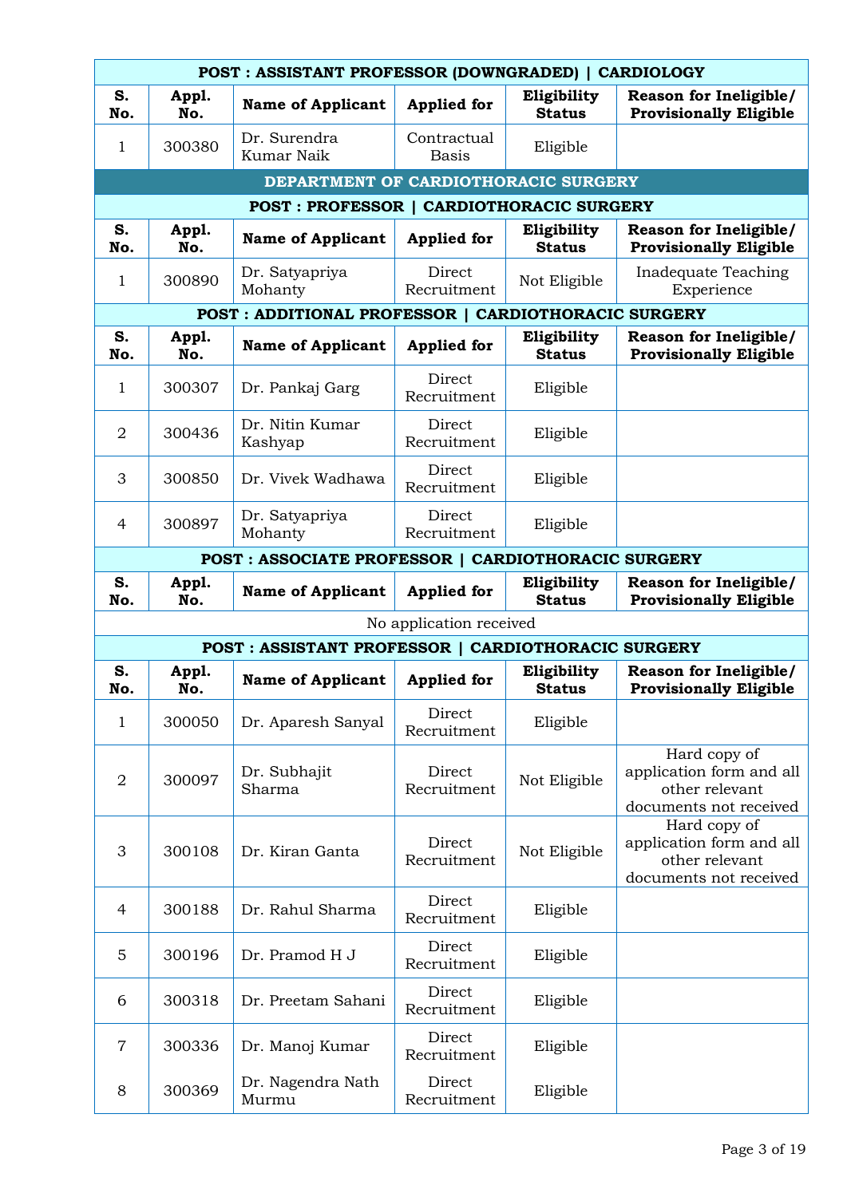**POST : ASSISTANT PROFESSOR (DOWNGRADED) | CARDIOLOGY**

| S. No. | Appl. No. | Name of Applicant | Applied for | Eligibility Status | Reason for Ineligible/ Provisionally Eligible |
|---|---|---|---|---|---|
| 1 | 300380 | Dr. Surendra Kumar Naik | Contractual Basis | Eligible | |

## DEPARTMENT OF CARDIOTHORACIC SURGERY

**POST : PROFESSOR | CARDIOTHORACIC SURGERY**

| S. No. | Appl. No. | Name of Applicant | Applied for | Eligibility Status | Reason for Ineligible/ Provisionally Eligible |
|---|---|---|---|---|---|
| 1 | 300890 | Dr. Satyapriya Mohanty | Direct Recruitment | Not Eligible | Inadequate Teaching Experience |

**POST : ADDITIONAL PROFESSOR | CARDIOTHORACIC SURGERY**

| S. No. | Appl. No. | Name of Applicant | Applied for | Eligibility Status | Reason for Ineligible/ Provisionally Eligible |
|---|---|---|---|---|---|
| 1 | 300307 | Dr. Pankaj Garg | Direct Recruitment | Eligible | |
| 2 | 300436 | Dr. Nitin Kumar Kashyap | Direct Recruitment | Eligible | |
| 3 | 300850 | Dr. Vivek Wadhawa | Direct Recruitment | Eligible | |
| 4 | 300897 | Dr. Satyapriya Mohanty | Direct Recruitment | Eligible | |

**POST : ASSOCIATE PROFESSOR | CARDIOTHORACIC SURGERY**

| S. No. | Appl. No. | Name of Applicant | Applied for | Eligibility Status | Reason for Ineligible/ Provisionally Eligible |
|---|---|---|---|---|---|
| No application received | | | | | |

**POST : ASSISTANT PROFESSOR | CARDIOTHORACIC SURGERY**

| S. No. | Appl. No. | Name of Applicant | Applied for | Eligibility Status | Reason for Ineligible/ Provisionally Eligible |
|---|---|---|---|---|---|
| 1 | 300050 | Dr. Aparesh Sanyal | Direct Recruitment | Eligible | |
| 2 | 300097 | Dr. Subhajit Sharma | Direct Recruitment | Not Eligible | Hard copy of application form and all other relevant documents not received |
| 3 | 300108 | Dr. Kiran Ganta | Direct Recruitment | Not Eligible | Hard copy of application form and all other relevant documents not received |
| 4 | 300188 | Dr. Rahul Sharma | Direct Recruitment | Eligible | |
| 5 | 300196 | Dr. Pramod H J | Direct Recruitment | Eligible | |
| 6 | 300318 | Dr. Preetam Sahani | Direct Recruitment | Eligible | |
| 7 | 300336 | Dr. Manoj Kumar | Direct Recruitment | Eligible | |
| 8 | 300369 | Dr. Nagendra Nath Murmu | Direct Recruitment | Eligible | |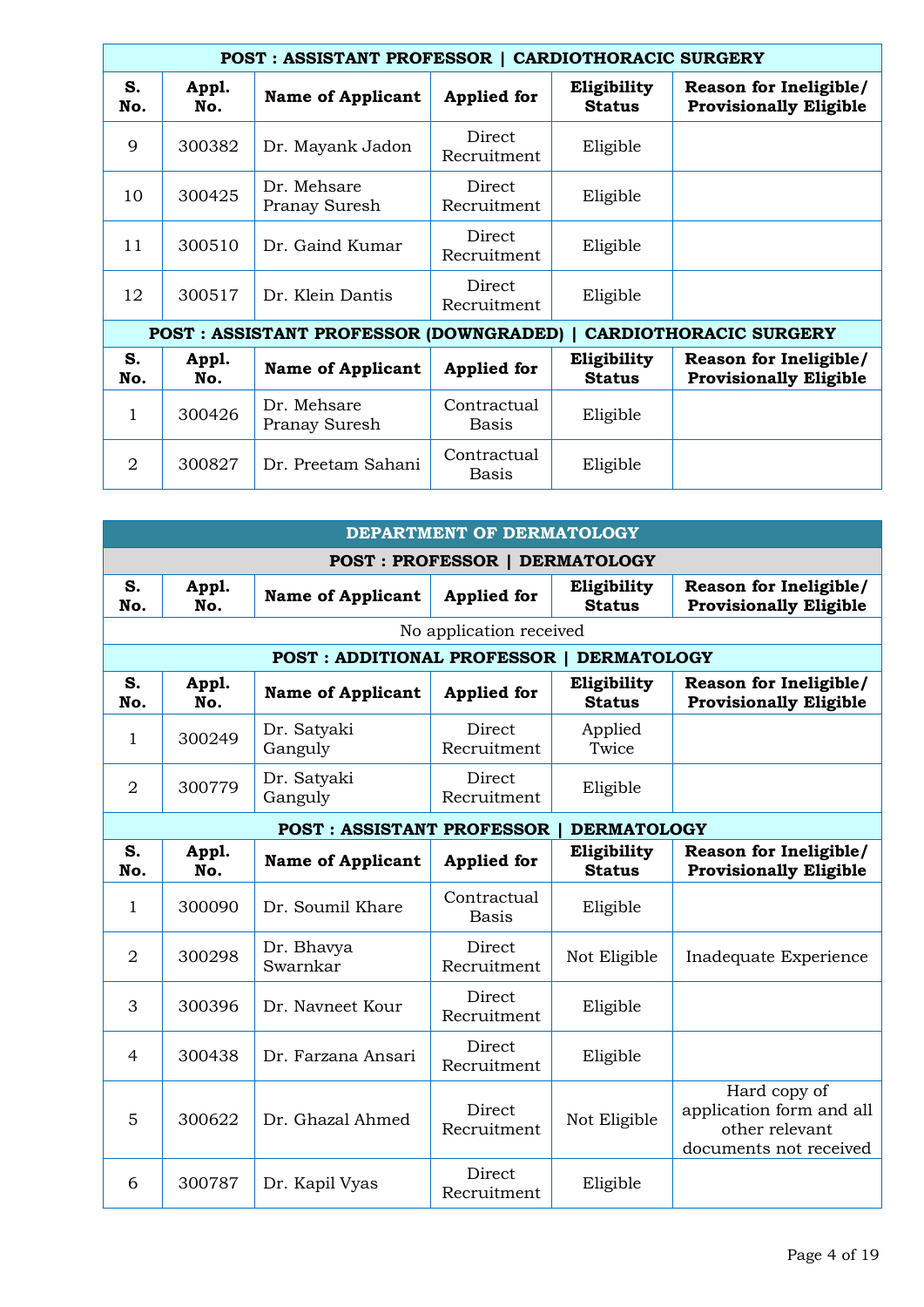### POST : ASSISTANT PROFESSOR | CARDIOTHORACIC SURGERY

| S. No. | Appl. No. | Name of Applicant | Applied for | Eligibility Status | Reason for Ineligible/ Provisionally Eligible |
|---|---|---|---|---|---|
| 9 | 300382 | Dr. Mayank Jadon | Direct Recruitment | Eligible | |
| 10 | 300425 | Dr. Mehsare Pranay Suresh | Direct Recruitment | Eligible | |
| 11 | 300510 | Dr. Gaind Kumar | Direct Recruitment | Eligible | |
| 12 | 300517 | Dr. Klein Dantis | Direct Recruitment | Eligible | |

### POST : ASSISTANT PROFESSOR (DOWNGRADED) | CARDIOTHORACIC SURGERY

| S. No. | Appl. No. | Name of Applicant | Applied for | Eligibility Status | Reason for Ineligible/ Provisionally Eligible |
|---|---|---|---|---|---|
| 1 | 300426 | Dr. Mehsare Pranay Suresh | Contractual Basis | Eligible | |
| 2 | 300827 | Dr. Preetam Sahani | Contractual Basis | Eligible | |

## DEPARTMENT OF DERMATOLOGY

### POST : PROFESSOR | DERMATOLOGY

| S. No. | Appl. No. | Name of Applicant | Applied for | Eligibility Status | Reason for Ineligible/ Provisionally Eligible |
|---|---|---|---|---|---|
| No application received | | | | | |

### POST : ADDITIONAL PROFESSOR | DERMATOLOGY

| S. No. | Appl. No. | Name of Applicant | Applied for | Eligibility Status | Reason for Ineligible/ Provisionally Eligible |
|---|---|---|---|---|---|
| 1 | 300249 | Dr. Satyaki Ganguly | Direct Recruitment | Applied Twice | |
| 2 | 300779 | Dr. Satyaki Ganguly | Direct Recruitment | Eligible | |

### POST : ASSISTANT PROFESSOR | DERMATOLOGY

| S. No. | Appl. No. | Name of Applicant | Applied for | Eligibility Status | Reason for Ineligible/ Provisionally Eligible |
|---|---|---|---|---|---|
| 1 | 300090 | Dr. Soumil Khare | Contractual Basis | Eligible | |
| 2 | 300298 | Dr. Bhavya Swarnkar | Direct Recruitment | Not Eligible | Inadequate Experience |
| 3 | 300396 | Dr. Navneet Kour | Direct Recruitment | Eligible | |
| 4 | 300438 | Dr. Farzana Ansari | Direct Recruitment | Eligible | |
| 5 | 300622 | Dr. Ghazal Ahmed | Direct Recruitment | Not Eligible | Hard copy of application form and all other relevant documents not received |
| 6 | 300787 | Dr. Kapil Vyas | Direct Recruitment | Eligible | |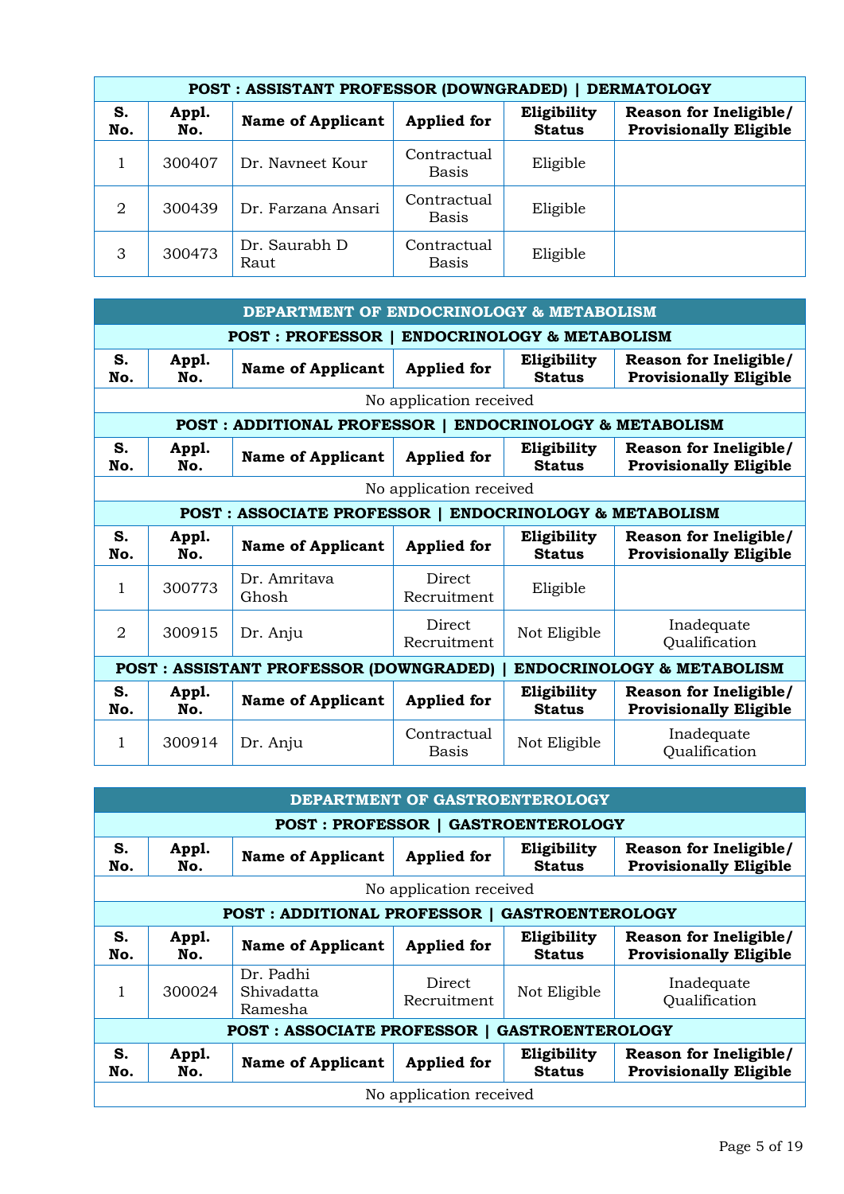| POST : ASSISTANT PROFESSOR (DOWNGRADED) \| DERMATOLOGY | | | | | |
|---|---|---|---|---|---|
| **S. No.** | **Appl. No.** | **Name of Applicant** | **Applied for** | **Eligibility Status** | **Reason for Ineligible/ Provisionally Eligible** |
| 1 | 300407 | Dr. Navneet Kour | Contractual Basis | Eligible | |
| 2 | 300439 | Dr. Farzana Ansari | Contractual Basis | Eligible | |
| 3 | 300473 | Dr. Saurabh D Raut | Contractual Basis | Eligible | |

## DEPARTMENT OF ENDOCRINOLOGY & METABOLISM

**POST : PROFESSOR | ENDOCRINOLOGY & METABOLISM**

| S. No. | Appl. No. | Name of Applicant | Applied for | Eligibility Status | Reason for Ineligible/ Provisionally Eligible |
|---|---|---|---|---|---|
| No application received | | | | | |

**POST : ADDITIONAL PROFESSOR | ENDOCRINOLOGY & METABOLISM**

| S. No. | Appl. No. | Name of Applicant | Applied for | Eligibility Status | Reason for Ineligible/ Provisionally Eligible |
|---|---|---|---|---|---|
| No application received | | | | | |

**POST : ASSOCIATE PROFESSOR | ENDOCRINOLOGY & METABOLISM**

| S. No. | Appl. No. | Name of Applicant | Applied for | Eligibility Status | Reason for Ineligible/ Provisionally Eligible |
|---|---|---|---|---|---|
| 1 | 300773 | Dr. Amritava Ghosh | Direct Recruitment | Eligible | |
| 2 | 300915 | Dr. Anju | Direct Recruitment | Not Eligible | Inadequate Qualification |

**POST : ASSISTANT PROFESSOR (DOWNGRADED) | ENDOCRINOLOGY & METABOLISM**

| S. No. | Appl. No. | Name of Applicant | Applied for | Eligibility Status | Reason for Ineligible/ Provisionally Eligible |
|---|---|---|---|---|---|
| 1 | 300914 | Dr. Anju | Contractual Basis | Not Eligible | Inadequate Qualification |

## DEPARTMENT OF GASTROENTEROLOGY

**POST : PROFESSOR | GASTROENTEROLOGY**

| S. No. | Appl. No. | Name of Applicant | Applied for | Eligibility Status | Reason for Ineligible/ Provisionally Eligible |
|---|---|---|---|---|---|
| No application received | | | | | |

**POST : ADDITIONAL PROFESSOR | GASTROENTEROLOGY**

| S. No. | Appl. No. | Name of Applicant | Applied for | Eligibility Status | Reason for Ineligible/ Provisionally Eligible |
|---|---|---|---|---|---|
| 1 | 300024 | Dr. Padhi Shivadatta Ramesha | Direct Recruitment | Not Eligible | Inadequate Qualification |

**POST : ASSOCIATE PROFESSOR | GASTROENTEROLOGY**

| S. No. | Appl. No. | Name of Applicant | Applied for | Eligibility Status | Reason for Ineligible/ Provisionally Eligible |
|---|---|---|---|---|---|
| No application received | | | | | |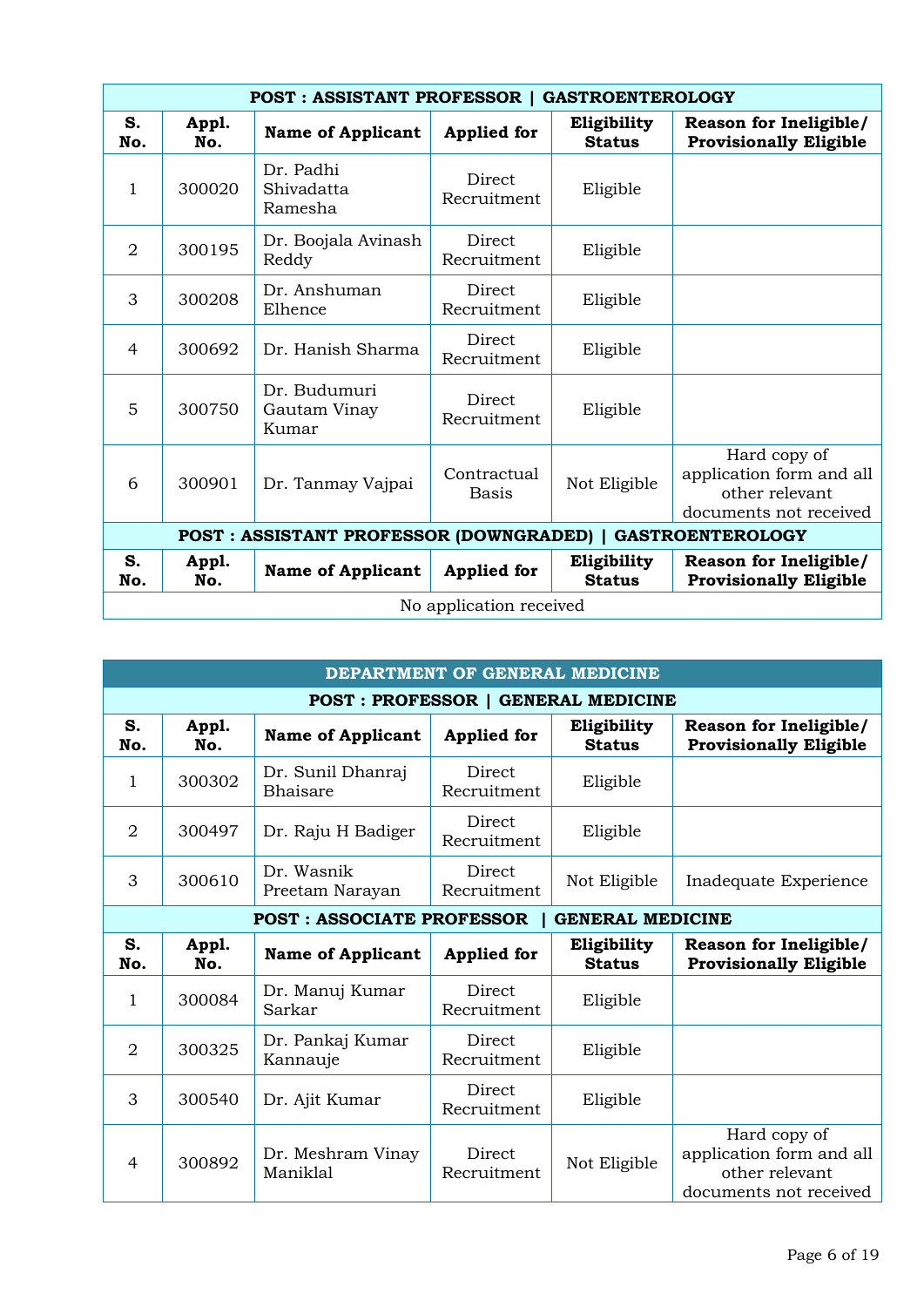| POST : ASSISTANT PROFESSOR \| GASTROENTEROLOGY | | | | | |
|---|---|---|---|---|---|
| **S. No.** | **Appl. No.** | **Name of Applicant** | **Applied for** | **Eligibility Status** | **Reason for Ineligible/ Provisionally Eligible** |
| 1 | 300020 | Dr. Padhi Shivadatta Ramesha | Direct Recruitment | Eligible | |
| 2 | 300195 | Dr. Boojala Avinash Reddy | Direct Recruitment | Eligible | |
| 3 | 300208 | Dr. Anshuman Elhence | Direct Recruitment | Eligible | |
| 4 | 300692 | Dr. Hanish Sharma | Direct Recruitment | Eligible | |
| 5 | 300750 | Dr. Budumuri Gautam Vinay Kumar | Direct Recruitment | Eligible | |
| 6 | 300901 | Dr. Tanmay Vajpai | Contractual Basis | Not Eligible | Hard copy of application form and all other relevant documents not received |

| POST : ASSISTANT PROFESSOR (DOWNGRADED) \| GASTROENTEROLOGY | | | | | |
|---|---|---|---|---|---|
| **S. No.** | **Appl. No.** | **Name of Applicant** | **Applied for** | **Eligibility Status** | **Reason for Ineligible/ Provisionally Eligible** |
| No application received | | | | | |

## DEPARTMENT OF GENERAL MEDICINE

| POST : PROFESSOR \| GENERAL MEDICINE | | | | | |
|---|---|---|---|---|---|
| **S. No.** | **Appl. No.** | **Name of Applicant** | **Applied for** | **Eligibility Status** | **Reason for Ineligible/ Provisionally Eligible** |
| 1 | 300302 | Dr. Sunil Dhanraj Bhaisare | Direct Recruitment | Eligible | |
| 2 | 300497 | Dr. Raju H Badiger | Direct Recruitment | Eligible | |
| 3 | 300610 | Dr. Wasnik Preetam Narayan | Direct Recruitment | Not Eligible | Inadequate Experience |

| POST : ASSOCIATE PROFESSOR \| GENERAL MEDICINE | | | | | |
|---|---|---|---|---|---|
| **S. No.** | **Appl. No.** | **Name of Applicant** | **Applied for** | **Eligibility Status** | **Reason for Ineligible/ Provisionally Eligible** |
| 1 | 300084 | Dr. Manuj Kumar Sarkar | Direct Recruitment | Eligible | |
| 2 | 300325 | Dr. Pankaj Kumar Kannauje | Direct Recruitment | Eligible | |
| 3 | 300540 | Dr. Ajit Kumar | Direct Recruitment | Eligible | |
| 4 | 300892 | Dr. Meshram Vinay Maniklal | Direct Recruitment | Not Eligible | Hard copy of application form and all other relevant documents not received |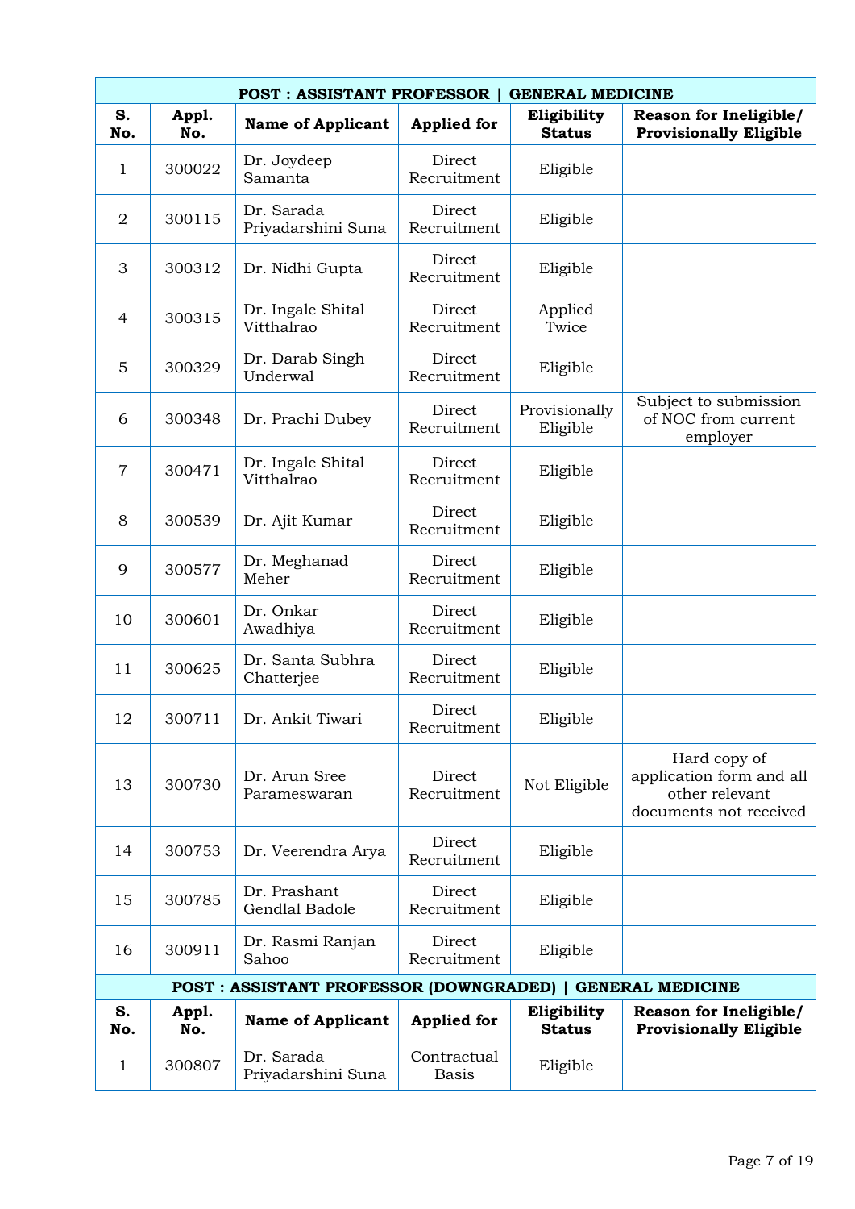**POST : ASSISTANT PROFESSOR | GENERAL MEDICINE**

| S. No. | Appl. No. | Name of Applicant | Applied for | Eligibility Status | Reason for Ineligible/ Provisionally Eligible |
|---|---|---|---|---|---|
| 1 | 300022 | Dr. Joydeep Samanta | Direct Recruitment | Eligible | |
| 2 | 300115 | Dr. Sarada Priyadarshini Suna | Direct Recruitment | Eligible | |
| 3 | 300312 | Dr. Nidhi Gupta | Direct Recruitment | Eligible | |
| 4 | 300315 | Dr. Ingale Shital Vitthalrao | Direct Recruitment | Applied Twice | |
| 5 | 300329 | Dr. Darab Singh Underwal | Direct Recruitment | Eligible | |
| 6 | 300348 | Dr. Prachi Dubey | Direct Recruitment | Provisionally Eligible | Subject to submission of NOC from current employer |
| 7 | 300471 | Dr. Ingale Shital Vitthalrao | Direct Recruitment | Eligible | |
| 8 | 300539 | Dr. Ajit Kumar | Direct Recruitment | Eligible | |
| 9 | 300577 | Dr. Meghanad Meher | Direct Recruitment | Eligible | |
| 10 | 300601 | Dr. Onkar Awadhiya | Direct Recruitment | Eligible | |
| 11 | 300625 | Dr. Santa Subhra Chatterjee | Direct Recruitment | Eligible | |
| 12 | 300711 | Dr. Ankit Tiwari | Direct Recruitment | Eligible | |
| 13 | 300730 | Dr. Arun Sree Parameswaran | Direct Recruitment | Not Eligible | Hard copy of application form and all other relevant documents not received |
| 14 | 300753 | Dr. Veerendra Arya | Direct Recruitment | Eligible | |
| 15 | 300785 | Dr. Prashant Gendlal Badole | Direct Recruitment | Eligible | |
| 16 | 300911 | Dr. Rasmi Ranjan Sahoo | Direct Recruitment | Eligible | |

**POST : ASSISTANT PROFESSOR (DOWNGRADED) | GENERAL MEDICINE**

| S. No. | Appl. No. | Name of Applicant | Applied for | Eligibility Status | Reason for Ineligible/ Provisionally Eligible |
|---|---|---|---|---|---|
| 1 | 300807 | Dr. Sarada Priyadarshini Suna | Contractual Basis | Eligible | |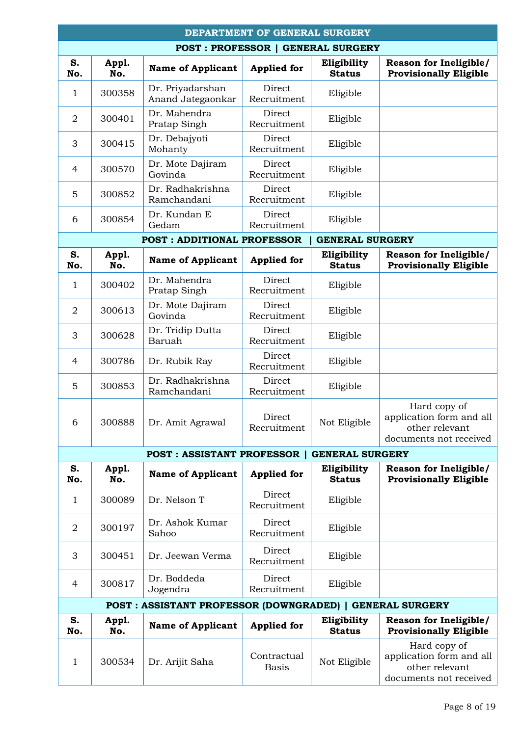## DEPARTMENT OF GENERAL SURGERY

### POST : PROFESSOR | GENERAL SURGERY

| S. No. | Appl. No. | Name of Applicant | Applied for | Eligibility Status | Reason for Ineligible/ Provisionally Eligible |
|---|---|---|---|---|---|
| 1 | 300358 | Dr. Priyadarshan Anand Jategaonkar | Direct Recruitment | Eligible | |
| 2 | 300401 | Dr. Mahendra Pratap Singh | Direct Recruitment | Eligible | |
| 3 | 300415 | Dr. Debajyoti Mohanty | Direct Recruitment | Eligible | |
| 4 | 300570 | Dr. Mote Dajiram Govinda | Direct Recruitment | Eligible | |
| 5 | 300852 | Dr. Radhakrishna Ramchandani | Direct Recruitment | Eligible | |
| 6 | 300854 | Dr. Kundan E Gedam | Direct Recruitment | Eligible | |

### POST : ADDITIONAL PROFESSOR | GENERAL SURGERY

| S. No. | Appl. No. | Name of Applicant | Applied for | Eligibility Status | Reason for Ineligible/ Provisionally Eligible |
|---|---|---|---|---|---|
| 1 | 300402 | Dr. Mahendra Pratap Singh | Direct Recruitment | Eligible | |
| 2 | 300613 | Dr. Mote Dajiram Govinda | Direct Recruitment | Eligible | |
| 3 | 300628 | Dr. Tridip Dutta Baruah | Direct Recruitment | Eligible | |
| 4 | 300786 | Dr. Rubik Ray | Direct Recruitment | Eligible | |
| 5 | 300853 | Dr. Radhakrishna Ramchandani | Direct Recruitment | Eligible | |
| 6 | 300888 | Dr. Amit Agrawal | Direct Recruitment | Not Eligible | Hard copy of application form and all other relevant documents not received |

### POST : ASSISTANT PROFESSOR | GENERAL SURGERY

| S. No. | Appl. No. | Name of Applicant | Applied for | Eligibility Status | Reason for Ineligible/ Provisionally Eligible |
|---|---|---|---|---|---|
| 1 | 300089 | Dr. Nelson T | Direct Recruitment | Eligible | |
| 2 | 300197 | Dr. Ashok Kumar Sahoo | Direct Recruitment | Eligible | |
| 3 | 300451 | Dr. Jeewan Verma | Direct Recruitment | Eligible | |
| 4 | 300817 | Dr. Boddeda Jogendra | Direct Recruitment | Eligible | |

### POST : ASSISTANT PROFESSOR (DOWNGRADED) | GENERAL SURGERY

| S. No. | Appl. No. | Name of Applicant | Applied for | Eligibility Status | Reason for Ineligible/ Provisionally Eligible |
|---|---|---|---|---|---|
| 1 | 300534 | Dr. Arijit Saha | Contractual Basis | Not Eligible | Hard copy of application form and all other relevant documents not received |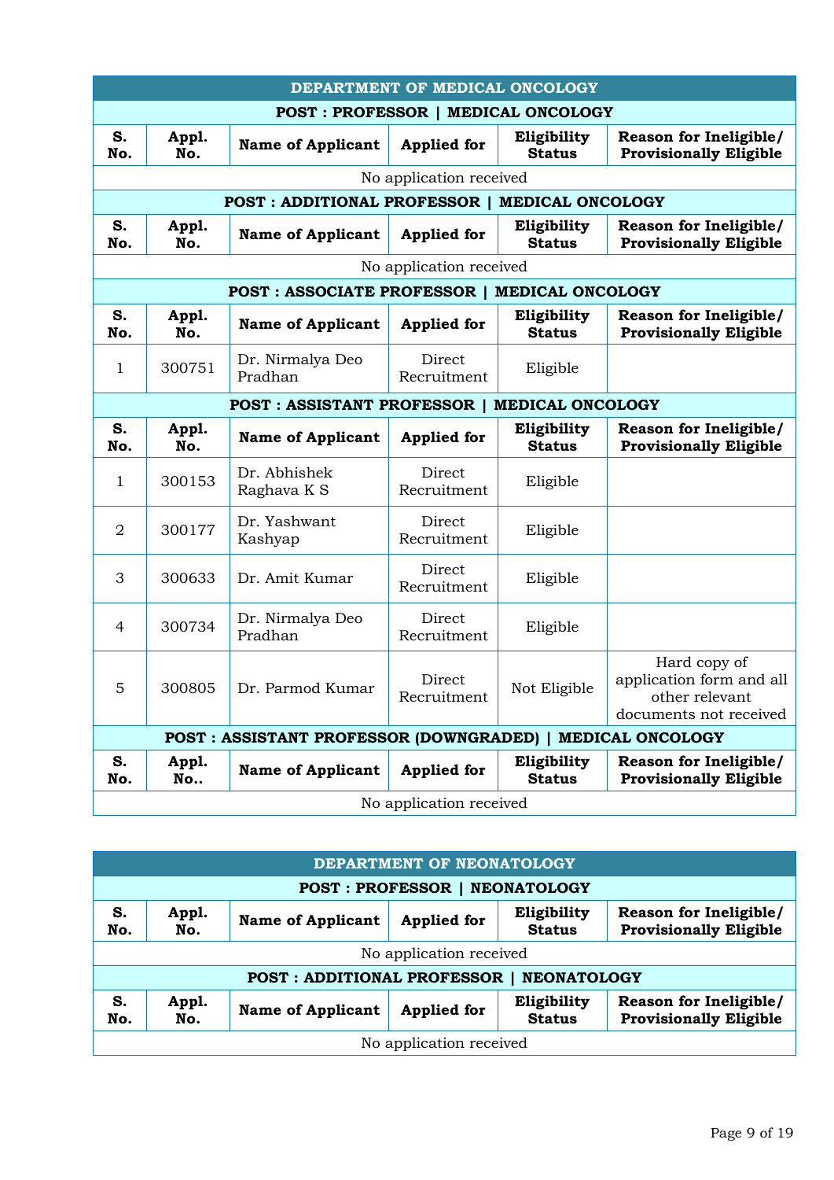## DEPARTMENT OF MEDICAL ONCOLOGY

### POST : PROFESSOR | MEDICAL ONCOLOGY

| S. No. | Appl. No. | Name of Applicant | Applied for | Eligibility Status | Reason for Ineligible/ Provisionally Eligible |
|---|---|---|---|---|---|
| No application received | | | | | |

### POST : ADDITIONAL PROFESSOR | MEDICAL ONCOLOGY

| S. No. | Appl. No. | Name of Applicant | Applied for | Eligibility Status | Reason for Ineligible/ Provisionally Eligible |
|---|---|---|---|---|---|
| No application received | | | | | |

### POST : ASSOCIATE PROFESSOR | MEDICAL ONCOLOGY

| S. No. | Appl. No. | Name of Applicant | Applied for | Eligibility Status | Reason for Ineligible/ Provisionally Eligible |
|---|---|---|---|---|---|
| 1 | 300751 | Dr. Nirmalya Deo Pradhan | Direct Recruitment | Eligible | |

### POST : ASSISTANT PROFESSOR | MEDICAL ONCOLOGY

| S. No. | Appl. No. | Name of Applicant | Applied for | Eligibility Status | Reason for Ineligible/ Provisionally Eligible |
|---|---|---|---|---|---|
| 1 | 300153 | Dr. Abhishek Raghava K S | Direct Recruitment | Eligible | |
| 2 | 300177 | Dr. Yashwant Kashyap | Direct Recruitment | Eligible | |
| 3 | 300633 | Dr. Amit Kumar | Direct Recruitment | Eligible | |
| 4 | 300734 | Dr. Nirmalya Deo Pradhan | Direct Recruitment | Eligible | |
| 5 | 300805 | Dr. Parmod Kumar | Direct Recruitment | Not Eligible | Hard copy of application form and all other relevant documents not received |

### POST : ASSISTANT PROFESSOR (DOWNGRADED) | MEDICAL ONCOLOGY

| S. No. | Appl. No.. | Name of Applicant | Applied for | Eligibility Status | Reason for Ineligible/ Provisionally Eligible |
|---|---|---|---|---|---|
| No application received | | | | | |

## DEPARTMENT OF NEONATOLOGY

### POST : PROFESSOR | NEONATOLOGY

| S. No. | Appl. No. | Name of Applicant | Applied for | Eligibility Status | Reason for Ineligible/ Provisionally Eligible |
|---|---|---|---|---|---|
| No application received | | | | | |

### POST : ADDITIONAL PROFESSOR | NEONATOLOGY

| S. No. | Appl. No. | Name of Applicant | Applied for | Eligibility Status | Reason for Ineligible/ Provisionally Eligible |
|---|---|---|---|---|---|
| No application received | | | | | |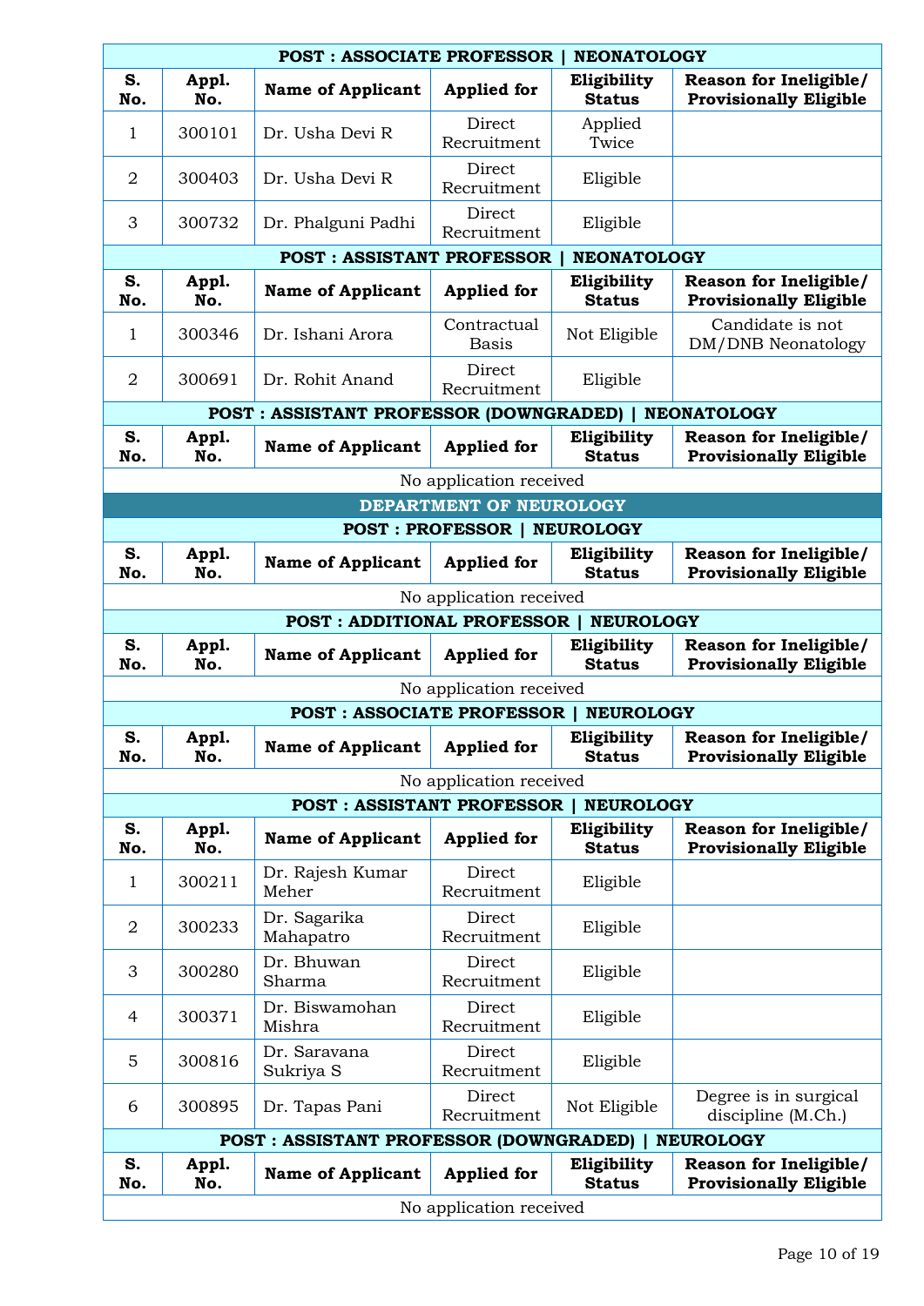| POST : ASSOCIATE PROFESSOR \| NEONATOLOGY | | | | | |
|---|---|---|---|---|---|
| **S. No.** | **Appl. No.** | **Name of Applicant** | **Applied for** | **Eligibility Status** | **Reason for Ineligible/ Provisionally Eligible** |
| 1 | 300101 | Dr. Usha Devi R | Direct Recruitment | Applied Twice | |
| 2 | 300403 | Dr. Usha Devi R | Direct Recruitment | Eligible | |
| 3 | 300732 | Dr. Phalguni Padhi | Direct Recruitment | Eligible | |

| POST : ASSISTANT PROFESSOR \| NEONATOLOGY | | | | | |
|---|---|---|---|---|---|
| **S. No.** | **Appl. No.** | **Name of Applicant** | **Applied for** | **Eligibility Status** | **Reason for Ineligible/ Provisionally Eligible** |
| 1 | 300346 | Dr. Ishani Arora | Contractual Basis | Not Eligible | Candidate is not DM/DNB Neonatology |
| 2 | 300691 | Dr. Rohit Anand | Direct Recruitment | Eligible | |

| POST : ASSISTANT PROFESSOR (DOWNGRADED) \| NEONATOLOGY | | | | | |
|---|---|---|---|---|---|
| **S. No.** | **Appl. No.** | **Name of Applicant** | **Applied for** | **Eligibility Status** | **Reason for Ineligible/ Provisionally Eligible** |
| No application received | | | | | |

## DEPARTMENT OF NEUROLOGY

| POST : PROFESSOR \| NEUROLOGY | | | | | |
|---|---|---|---|---|---|
| **S. No.** | **Appl. No.** | **Name of Applicant** | **Applied for** | **Eligibility Status** | **Reason for Ineligible/ Provisionally Eligible** |
| No application received | | | | | |

| POST : ADDITIONAL PROFESSOR \| NEUROLOGY | | | | | |
|---|---|---|---|---|---|
| **S. No.** | **Appl. No.** | **Name of Applicant** | **Applied for** | **Eligibility Status** | **Reason for Ineligible/ Provisionally Eligible** |
| No application received | | | | | |

| POST : ASSOCIATE PROFESSOR \| NEUROLOGY | | | | | |
|---|---|---|---|---|---|
| **S. No.** | **Appl. No.** | **Name of Applicant** | **Applied for** | **Eligibility Status** | **Reason for Ineligible/ Provisionally Eligible** |
| No application received | | | | | |

| POST : ASSISTANT PROFESSOR \| NEUROLOGY | | | | | |
|---|---|---|---|---|---|
| **S. No.** | **Appl. No.** | **Name of Applicant** | **Applied for** | **Eligibility Status** | **Reason for Ineligible/ Provisionally Eligible** |
| 1 | 300211 | Dr. Rajesh Kumar Meher | Direct Recruitment | Eligible | |
| 2 | 300233 | Dr. Sagarika Mahapatro | Direct Recruitment | Eligible | |
| 3 | 300280 | Dr. Bhuwan Sharma | Direct Recruitment | Eligible | |
| 4 | 300371 | Dr. Biswamohan Mishra | Direct Recruitment | Eligible | |
| 5 | 300816 | Dr. Saravana Sukriya S | Direct Recruitment | Eligible | |
| 6 | 300895 | Dr. Tapas Pani | Direct Recruitment | Not Eligible | Degree is in surgical discipline (M.Ch.) |

| POST : ASSISTANT PROFESSOR (DOWNGRADED) \| NEUROLOGY | | | | | |
|---|---|---|---|---|---|
| **S. No.** | **Appl. No.** | **Name of Applicant** | **Applied for** | **Eligibility Status** | **Reason for Ineligible/ Provisionally Eligible** |
| No application received | | | | | |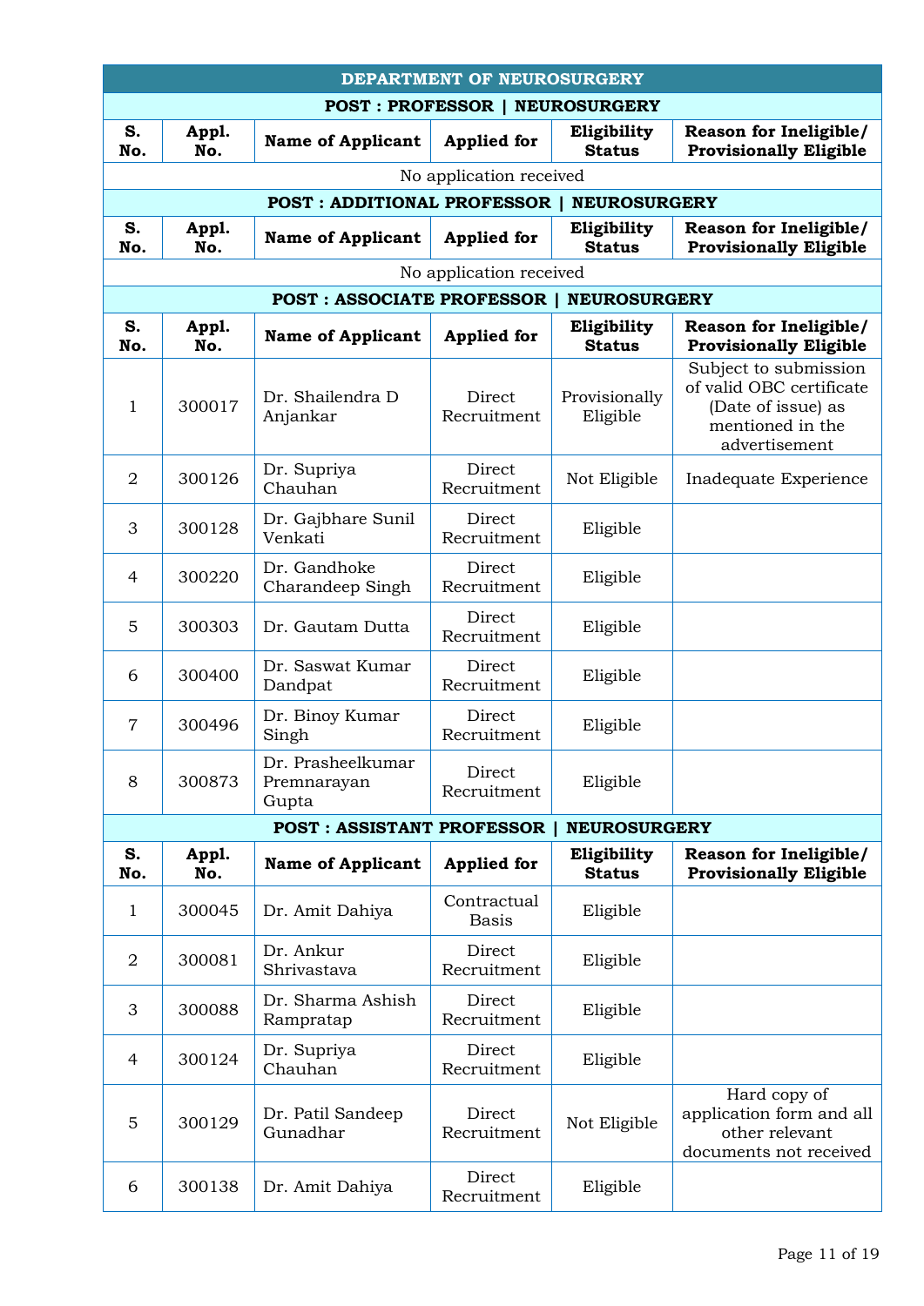## DEPARTMENT OF NEUROSURGERY

### POST : PROFESSOR | NEUROSURGERY

| S. No. | Appl. No. | Name of Applicant | Applied for | Eligibility Status | Reason for Ineligible/ Provisionally Eligible |
|---|---|---|---|---|---|
| No application received | | | | | |

### POST : ADDITIONAL PROFESSOR | NEUROSURGERY

| S. No. | Appl. No. | Name of Applicant | Applied for | Eligibility Status | Reason for Ineligible/ Provisionally Eligible |
|---|---|---|---|---|---|
| No application received | | | | | |

### POST : ASSOCIATE PROFESSOR | NEUROSURGERY

| S. No. | Appl. No. | Name of Applicant | Applied for | Eligibility Status | Reason for Ineligible/ Provisionally Eligible |
|---|---|---|---|---|---|
| 1 | 300017 | Dr. Shailendra D Anjankar | Direct Recruitment | Provisionally Eligible | Subject to submission of valid OBC certificate (Date of issue) as mentioned in the advertisement |
| 2 | 300126 | Dr. Supriya Chauhan | Direct Recruitment | Not Eligible | Inadequate Experience |
| 3 | 300128 | Dr. Gajbhare Sunil Venkati | Direct Recruitment | Eligible | |
| 4 | 300220 | Dr. Gandhoke Charandeep Singh | Direct Recruitment | Eligible | |
| 5 | 300303 | Dr. Gautam Dutta | Direct Recruitment | Eligible | |
| 6 | 300400 | Dr. Saswat Kumar Dandpat | Direct Recruitment | Eligible | |
| 7 | 300496 | Dr. Binoy Kumar Singh | Direct Recruitment | Eligible | |
| 8 | 300873 | Dr. Prasheelkumar Premnarayan Gupta | Direct Recruitment | Eligible | |

### POST : ASSISTANT PROFESSOR | NEUROSURGERY

| S. No. | Appl. No. | Name of Applicant | Applied for | Eligibility Status | Reason for Ineligible/ Provisionally Eligible |
|---|---|---|---|---|---|
| 1 | 300045 | Dr. Amit Dahiya | Contractual Basis | Eligible | |
| 2 | 300081 | Dr. Ankur Shrivastava | Direct Recruitment | Eligible | |
| 3 | 300088 | Dr. Sharma Ashish Rampratap | Direct Recruitment | Eligible | |
| 4 | 300124 | Dr. Supriya Chauhan | Direct Recruitment | Eligible | |
| 5 | 300129 | Dr. Patil Sandeep Gunadhar | Direct Recruitment | Not Eligible | Hard copy of application form and all other relevant documents not received |
| 6 | 300138 | Dr. Amit Dahiya | Direct Recruitment | Eligible | |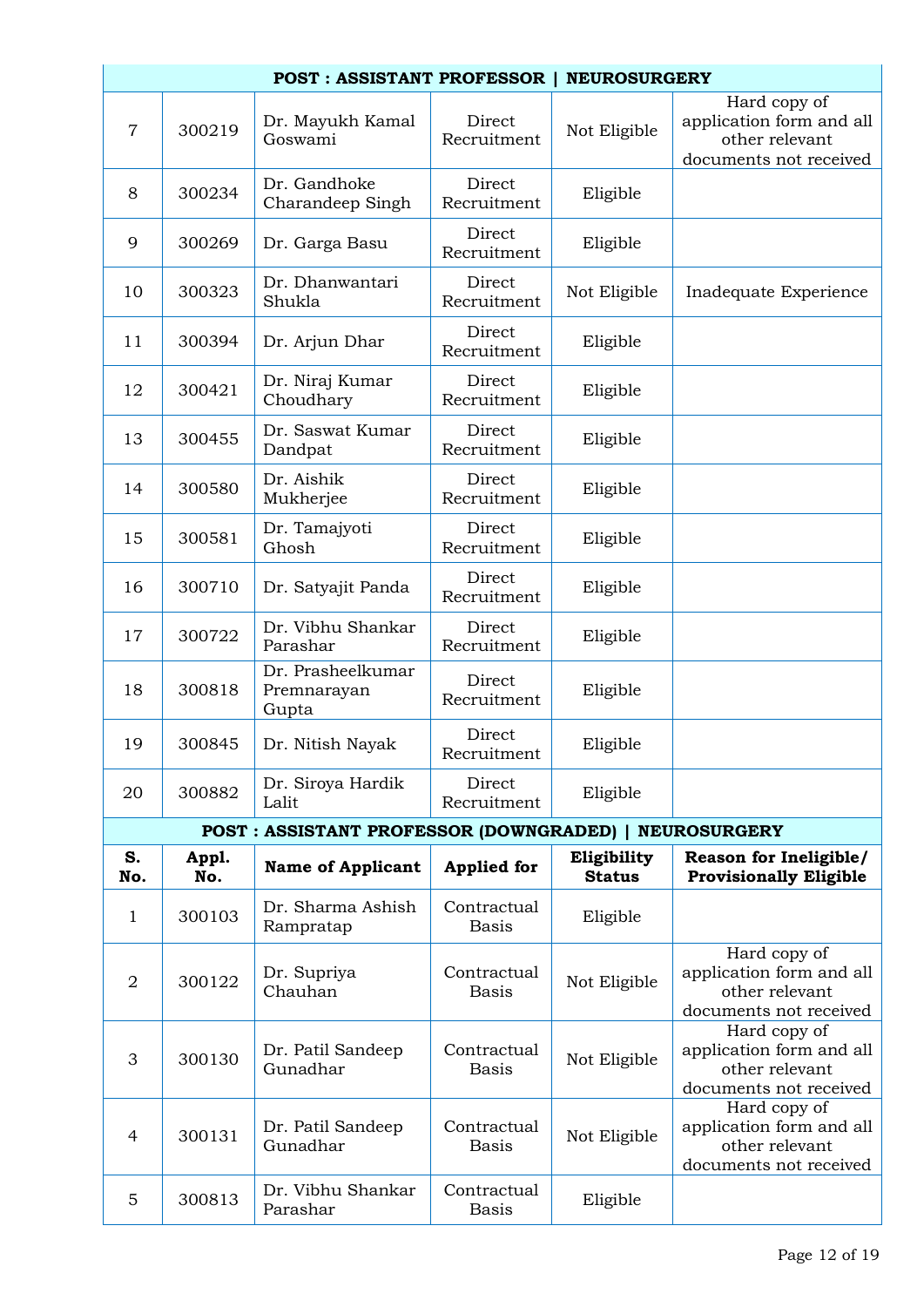| POST : ASSISTANT PROFESSOR \| NEUROSURGERY | | | | | |
|---|---|---|---|---|---|
| 7 | 300219 | Dr. Mayukh Kamal Goswami | Direct Recruitment | Not Eligible | Hard copy of application form and all other relevant documents not received |
| 8 | 300234 | Dr. Gandhoke Charandeep Singh | Direct Recruitment | Eligible | |
| 9 | 300269 | Dr. Garga Basu | Direct Recruitment | Eligible | |
| 10 | 300323 | Dr. Dhanwantari Shukla | Direct Recruitment | Not Eligible | Inadequate Experience |
| 11 | 300394 | Dr. Arjun Dhar | Direct Recruitment | Eligible | |
| 12 | 300421 | Dr. Niraj Kumar Choudhary | Direct Recruitment | Eligible | |
| 13 | 300455 | Dr. Saswat Kumar Dandpat | Direct Recruitment | Eligible | |
| 14 | 300580 | Dr. Aishik Mukherjee | Direct Recruitment | Eligible | |
| 15 | 300581 | Dr. Tamajyoti Ghosh | Direct Recruitment | Eligible | |
| 16 | 300710 | Dr. Satyajit Panda | Direct Recruitment | Eligible | |
| 17 | 300722 | Dr. Vibhu Shankar Parashar | Direct Recruitment | Eligible | |
| 18 | 300818 | Dr. Prasheelkumar Premnarayan Gupta | Direct Recruitment | Eligible | |
| 19 | 300845 | Dr. Nitish Nayak | Direct Recruitment | Eligible | |
| 20 | 300882 | Dr. Siroya Hardik Lalit | Direct Recruitment | Eligible | |

| POST : ASSISTANT PROFESSOR (DOWNGRADED) \| NEUROSURGERY | | | | | |
|---|---|---|---|---|---|
| **S. No.** | **Appl. No.** | **Name of Applicant** | **Applied for** | **Eligibility Status** | **Reason for Ineligible/ Provisionally Eligible** |
| 1 | 300103 | Dr. Sharma Ashish Rampratap | Contractual Basis | Eligible | |
| 2 | 300122 | Dr. Supriya Chauhan | Contractual Basis | Not Eligible | Hard copy of application form and all other relevant documents not received |
| 3 | 300130 | Dr. Patil Sandeep Gunadhar | Contractual Basis | Not Eligible | Hard copy of application form and all other relevant documents not received |
| 4 | 300131 | Dr. Patil Sandeep Gunadhar | Contractual Basis | Not Eligible | Hard copy of application form and all other relevant documents not received |
| 5 | 300813 | Dr. Vibhu Shankar Parashar | Contractual Basis | Eligible | |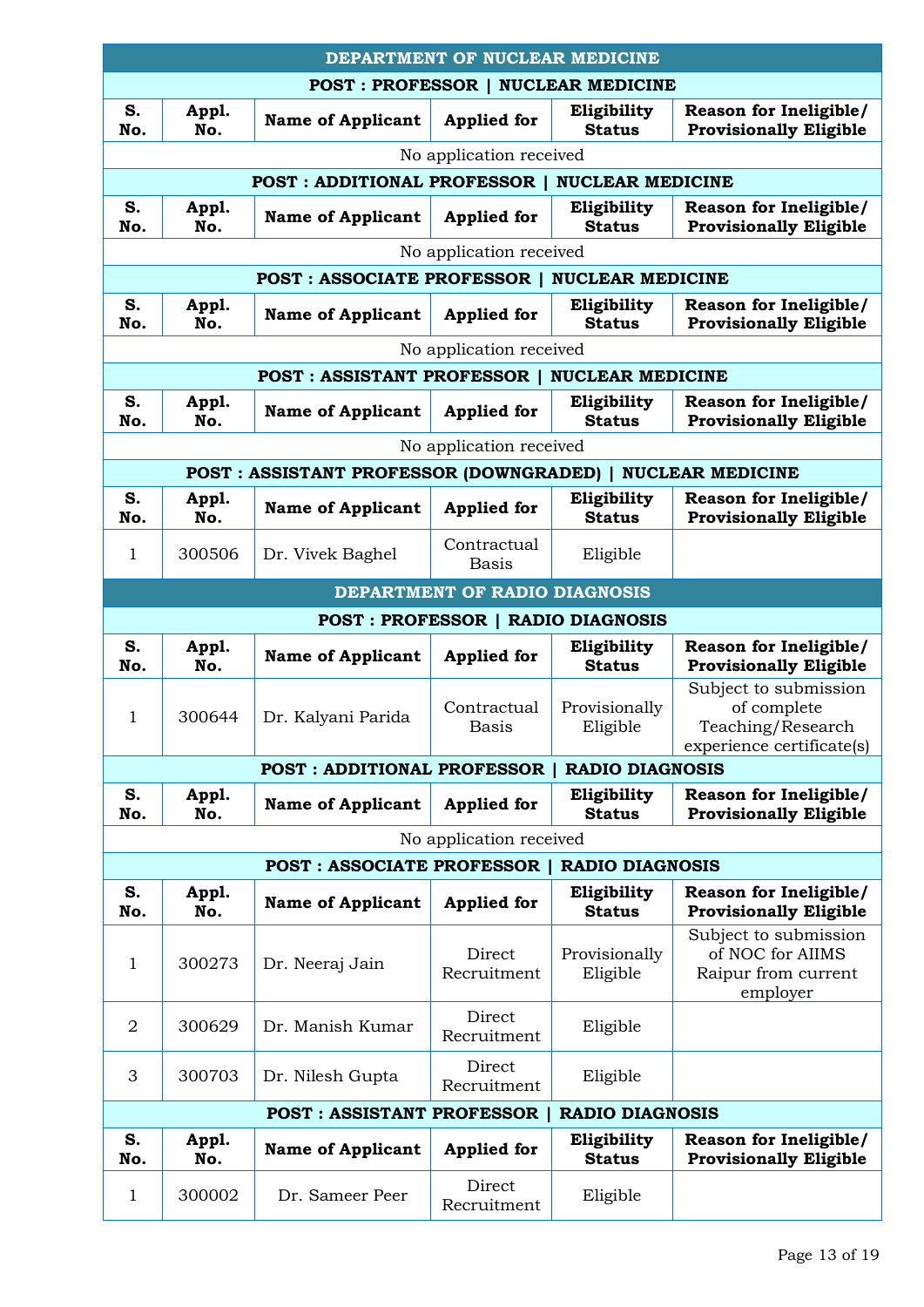## DEPARTMENT OF NUCLEAR MEDICINE

### POST : PROFESSOR | NUCLEAR MEDICINE

| S. No. | Appl. No. | Name of Applicant | Applied for | Eligibility Status | Reason for Ineligible/ Provisionally Eligible |
|---|---|---|---|---|---|
| No application received | | | | | |

### POST : ADDITIONAL PROFESSOR | NUCLEAR MEDICINE

| S. No. | Appl. No. | Name of Applicant | Applied for | Eligibility Status | Reason for Ineligible/ Provisionally Eligible |
|---|---|---|---|---|---|
| No application received | | | | | |

### POST : ASSOCIATE PROFESSOR | NUCLEAR MEDICINE

| S. No. | Appl. No. | Name of Applicant | Applied for | Eligibility Status | Reason for Ineligible/ Provisionally Eligible |
|---|---|---|---|---|---|
| No application received | | | | | |

### POST : ASSISTANT PROFESSOR | NUCLEAR MEDICINE

| S. No. | Appl. No. | Name of Applicant | Applied for | Eligibility Status | Reason for Ineligible/ Provisionally Eligible |
|---|---|---|---|---|---|
| No application received | | | | | |

### POST : ASSISTANT PROFESSOR (DOWNGRADED) | NUCLEAR MEDICINE

| S. No. | Appl. No. | Name of Applicant | Applied for | Eligibility Status | Reason for Ineligible/ Provisionally Eligible |
|---|---|---|---|---|---|
| 1 | 300506 | Dr. Vivek Baghel | Contractual Basis | Eligible | |

## DEPARTMENT OF RADIO DIAGNOSIS

### POST : PROFESSOR | RADIO DIAGNOSIS

| S. No. | Appl. No. | Name of Applicant | Applied for | Eligibility Status | Reason for Ineligible/ Provisionally Eligible |
|---|---|---|---|---|---|
| 1 | 300644 | Dr. Kalyani Parida | Contractual Basis | Provisionally Eligible | Subject to submission of complete Teaching/Research experience certificate(s) |

### POST : ADDITIONAL PROFESSOR | RADIO DIAGNOSIS

| S. No. | Appl. No. | Name of Applicant | Applied for | Eligibility Status | Reason for Ineligible/ Provisionally Eligible |
|---|---|---|---|---|---|
| No application received | | | | | |

### POST : ASSOCIATE PROFESSOR | RADIO DIAGNOSIS

| S. No. | Appl. No. | Name of Applicant | Applied for | Eligibility Status | Reason for Ineligible/ Provisionally Eligible |
|---|---|---|---|---|---|
| 1 | 300273 | Dr. Neeraj Jain | Direct Recruitment | Provisionally Eligible | Subject to submission of NOC for AIIMS Raipur from current employer |
| 2 | 300629 | Dr. Manish Kumar | Direct Recruitment | Eligible | |
| 3 | 300703 | Dr. Nilesh Gupta | Direct Recruitment | Eligible | |

### POST : ASSISTANT PROFESSOR | RADIO DIAGNOSIS

| S. No. | Appl. No. | Name of Applicant | Applied for | Eligibility Status | Reason for Ineligible/ Provisionally Eligible |
|---|---|---|---|---|---|
| 1 | 300002 | Dr. Sameer Peer | Direct Recruitment | Eligible | |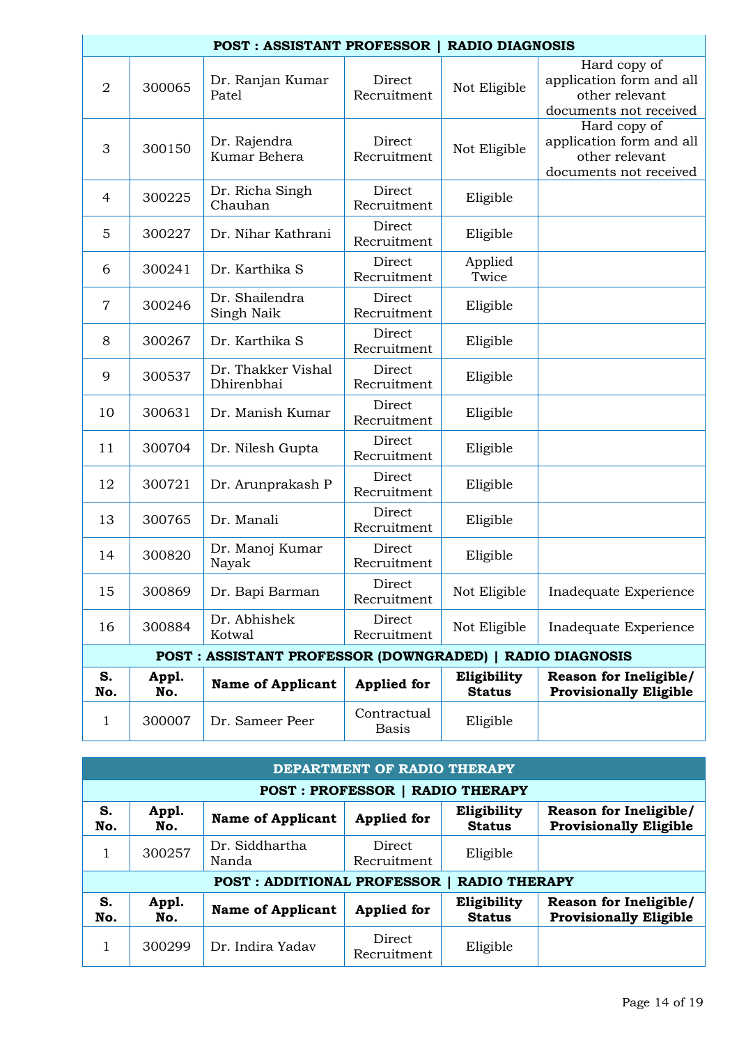| POST : ASSISTANT PROFESSOR \| RADIO DIAGNOSIS | | | | | |
|---|---|---|---|---|---|
| 2 | 300065 | Dr. Ranjan Kumar Patel | Direct Recruitment | Not Eligible | Hard copy of application form and all other relevant documents not received |
| 3 | 300150 | Dr. Rajendra Kumar Behera | Direct Recruitment | Not Eligible | Hard copy of application form and all other relevant documents not received |
| 4 | 300225 | Dr. Richa Singh Chauhan | Direct Recruitment | Eligible | |
| 5 | 300227 | Dr. Nihar Kathrani | Direct Recruitment | Eligible | |
| 6 | 300241 | Dr. Karthika S | Direct Recruitment | Applied Twice | |
| 7 | 300246 | Dr. Shailendra Singh Naik | Direct Recruitment | Eligible | |
| 8 | 300267 | Dr. Karthika S | Direct Recruitment | Eligible | |
| 9 | 300537 | Dr. Thakker Vishal Dhirenbhai | Direct Recruitment | Eligible | |
| 10 | 300631 | Dr. Manish Kumar | Direct Recruitment | Eligible | |
| 11 | 300704 | Dr. Nilesh Gupta | Direct Recruitment | Eligible | |
| 12 | 300721 | Dr. Arunprakash P | Direct Recruitment | Eligible | |
| 13 | 300765 | Dr. Manali | Direct Recruitment | Eligible | |
| 14 | 300820 | Dr. Manoj Kumar Nayak | Direct Recruitment | Eligible | |
| 15 | 300869 | Dr. Bapi Barman | Direct Recruitment | Not Eligible | Inadequate Experience |
| 16 | 300884 | Dr. Abhishek Kotwal | Direct Recruitment | Not Eligible | Inadequate Experience |

| POST : ASSISTANT PROFESSOR (DOWNGRADED) \| RADIO DIAGNOSIS | | | | | |
|---|---|---|---|---|---|
| **S. No.** | **Appl. No.** | **Name of Applicant** | **Applied for** | **Eligibility Status** | **Reason for Ineligible/ Provisionally Eligible** |
| 1 | 300007 | Dr. Sameer Peer | Contractual Basis | Eligible | |

## DEPARTMENT OF RADIO THERAPY

| POST : PROFESSOR \| RADIO THERAPY | | | | | |
|---|---|---|---|---|---|
| **S. No.** | **Appl. No.** | **Name of Applicant** | **Applied for** | **Eligibility Status** | **Reason for Ineligible/ Provisionally Eligible** |
| 1 | 300257 | Dr. Siddhartha Nanda | Direct Recruitment | Eligible | |

| POST : ADDITIONAL PROFESSOR \| RADIO THERAPY | | | | | |
|---|---|---|---|---|---|
| **S. No.** | **Appl. No.** | **Name of Applicant** | **Applied for** | **Eligibility Status** | **Reason for Ineligible/ Provisionally Eligible** |
| 1 | 300299 | Dr. Indira Yadav | Direct Recruitment | Eligible | |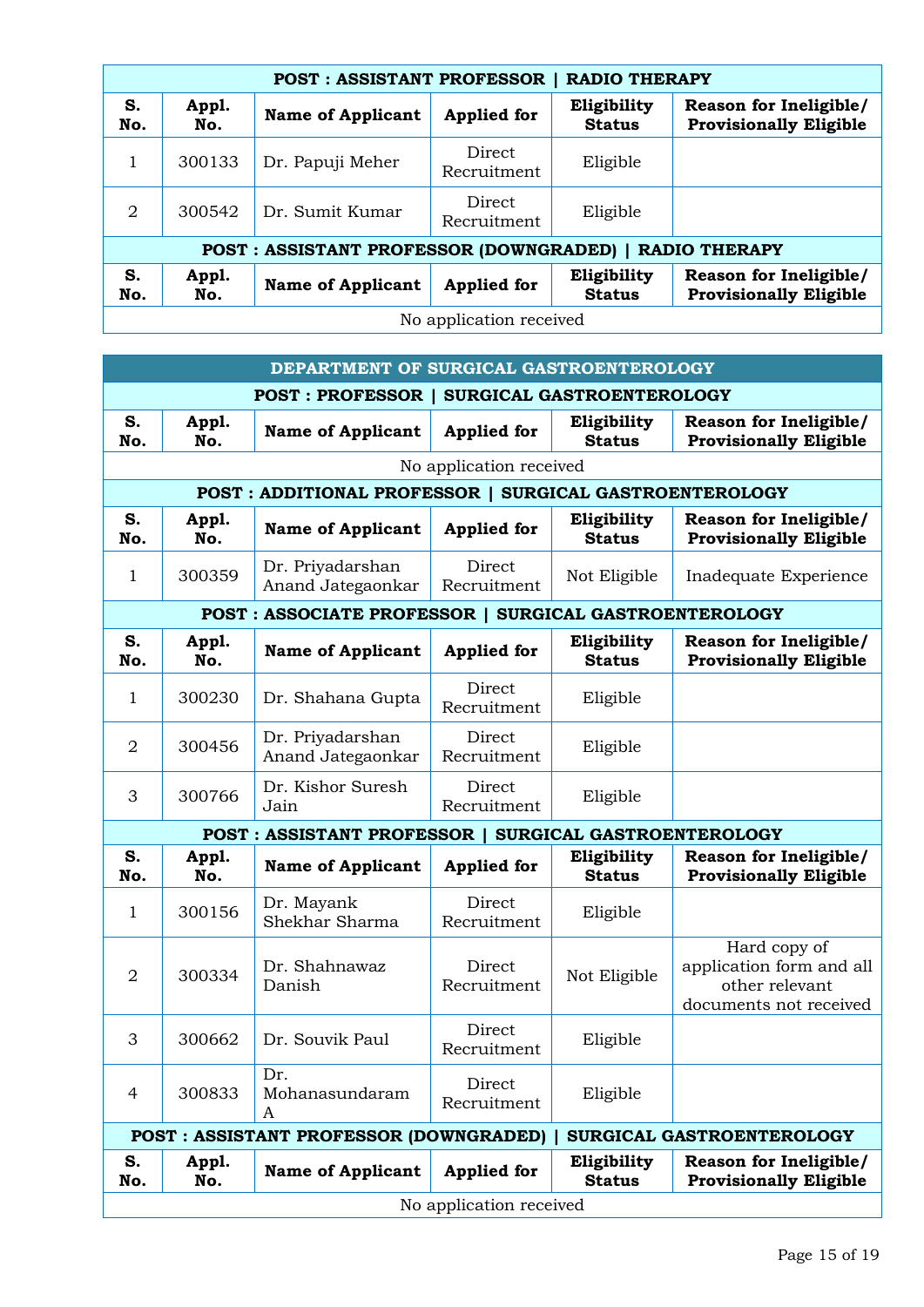| POST : ASSISTANT PROFESSOR \| RADIO THERAPY | | | | | |
|---|---|---|---|---|---|
| **S. No.** | **Appl. No.** | **Name of Applicant** | **Applied for** | **Eligibility Status** | **Reason for Ineligible/ Provisionally Eligible** |
| 1 | 300133 | Dr. Papuji Meher | Direct Recruitment | Eligible | |
| 2 | 300542 | Dr. Sumit Kumar | Direct Recruitment | Eligible | |

| POST : ASSISTANT PROFESSOR (DOWNGRADED) \| RADIO THERAPY | | | | | |
|---|---|---|---|---|---|
| **S. No.** | **Appl. No.** | **Name of Applicant** | **Applied for** | **Eligibility Status** | **Reason for Ineligible/ Provisionally Eligible** |
| No application received | | | | | |

## DEPARTMENT OF SURGICAL GASTROENTEROLOGY

| POST : PROFESSOR \| SURGICAL GASTROENTEROLOGY | | | | | |
|---|---|---|---|---|---|
| **S. No.** | **Appl. No.** | **Name of Applicant** | **Applied for** | **Eligibility Status** | **Reason for Ineligible/ Provisionally Eligible** |
| No application received | | | | | |

| POST : ADDITIONAL PROFESSOR \| SURGICAL GASTROENTEROLOGY | | | | | |
|---|---|---|---|---|---|
| **S. No.** | **Appl. No.** | **Name of Applicant** | **Applied for** | **Eligibility Status** | **Reason for Ineligible/ Provisionally Eligible** |
| 1 | 300359 | Dr. Priyadarshan Anand Jategaonkar | Direct Recruitment | Not Eligible | Inadequate Experience |

| POST : ASSOCIATE PROFESSOR \| SURGICAL GASTROENTEROLOGY | | | | | |
|---|---|---|---|---|---|
| **S. No.** | **Appl. No.** | **Name of Applicant** | **Applied for** | **Eligibility Status** | **Reason for Ineligible/ Provisionally Eligible** |
| 1 | 300230 | Dr. Shahana Gupta | Direct Recruitment | Eligible | |
| 2 | 300456 | Dr. Priyadarshan Anand Jategaonkar | Direct Recruitment | Eligible | |
| 3 | 300766 | Dr. Kishor Suresh Jain | Direct Recruitment | Eligible | |

| POST : ASSISTANT PROFESSOR \| SURGICAL GASTROENTEROLOGY | | | | | |
|---|---|---|---|---|---|
| **S. No.** | **Appl. No.** | **Name of Applicant** | **Applied for** | **Eligibility Status** | **Reason for Ineligible/ Provisionally Eligible** |
| 1 | 300156 | Dr. Mayank Shekhar Sharma | Direct Recruitment | Eligible | |
| 2 | 300334 | Dr. Shahnawaz Danish | Direct Recruitment | Not Eligible | Hard copy of application form and all other relevant documents not received |
| 3 | 300662 | Dr. Souvik Paul | Direct Recruitment | Eligible | |
| 4 | 300833 | Dr. Mohanasundaram A | Direct Recruitment | Eligible | |

| POST : ASSISTANT PROFESSOR (DOWNGRADED) \| SURGICAL GASTROENTEROLOGY | | | | | |
|---|---|---|---|---|---|
| **S. No.** | **Appl. No.** | **Name of Applicant** | **Applied for** | **Eligibility Status** | **Reason for Ineligible/ Provisionally Eligible** |
| No application received | | | | | |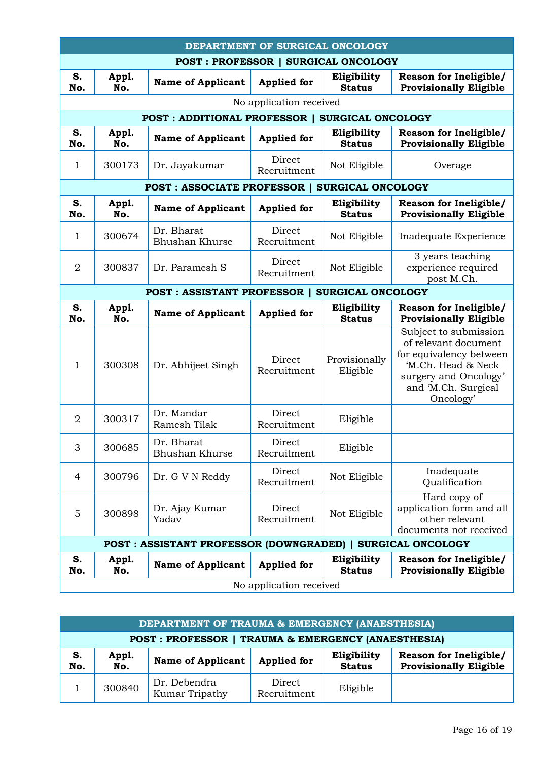## DEPARTMENT OF SURGICAL ONCOLOGY

### POST : PROFESSOR | SURGICAL ONCOLOGY

| S. No. | Appl. No. | Name of Applicant | Applied for | Eligibility Status | Reason for Ineligible/ Provisionally Eligible |
|---|---|---|---|---|---|
| No application received | | | | | |

### POST : ADDITIONAL PROFESSOR | SURGICAL ONCOLOGY

| S. No. | Appl. No. | Name of Applicant | Applied for | Eligibility Status | Reason for Ineligible/ Provisionally Eligible |
|---|---|---|---|---|---|
| 1 | 300173 | Dr. Jayakumar | Direct Recruitment | Not Eligible | Overage |

### POST : ASSOCIATE PROFESSOR | SURGICAL ONCOLOGY

| S. No. | Appl. No. | Name of Applicant | Applied for | Eligibility Status | Reason for Ineligible/ Provisionally Eligible |
|---|---|---|---|---|---|
| 1 | 300674 | Dr. Bharat Bhushan Khurse | Direct Recruitment | Not Eligible | Inadequate Experience |
| 2 | 300837 | Dr. Paramesh S | Direct Recruitment | Not Eligible | 3 years teaching experience required post M.Ch. |

### POST : ASSISTANT PROFESSOR | SURGICAL ONCOLOGY

| S. No. | Appl. No. | Name of Applicant | Applied for | Eligibility Status | Reason for Ineligible/ Provisionally Eligible |
|---|---|---|---|---|---|
| 1 | 300308 | Dr. Abhijeet Singh | Direct Recruitment | Provisionally Eligible | Subject to submission of relevant document for equivalency between 'M.Ch. Head & Neck surgery and Oncology' and 'M.Ch. Surgical Oncology' |
| 2 | 300317 | Dr. Mandar Ramesh Tilak | Direct Recruitment | Eligible | |
| 3 | 300685 | Dr. Bharat Bhushan Khurse | Direct Recruitment | Eligible | |
| 4 | 300796 | Dr. G V N Reddy | Direct Recruitment | Not Eligible | Inadequate Qualification |
| 5 | 300898 | Dr. Ajay Kumar Yadav | Direct Recruitment | Not Eligible | Hard copy of application form and all other relevant documents not received |

### POST : ASSISTANT PROFESSOR (DOWNGRADED) | SURGICAL ONCOLOGY

| S. No. | Appl. No. | Name of Applicant | Applied for | Eligibility Status | Reason for Ineligible/ Provisionally Eligible |
|---|---|---|---|---|---|
| No application received | | | | | |

## DEPARTMENT OF TRAUMA & EMERGENCY (ANAESTHESIA)

### POST : PROFESSOR | TRAUMA & EMERGENCY (ANAESTHESIA)

| S. No. | Appl. No. | Name of Applicant | Applied for | Eligibility Status | Reason for Ineligible/ Provisionally Eligible |
|---|---|---|---|---|---|
| 1 | 300840 | Dr. Debendra Kumar Tripathy | Direct Recruitment | Eligible | |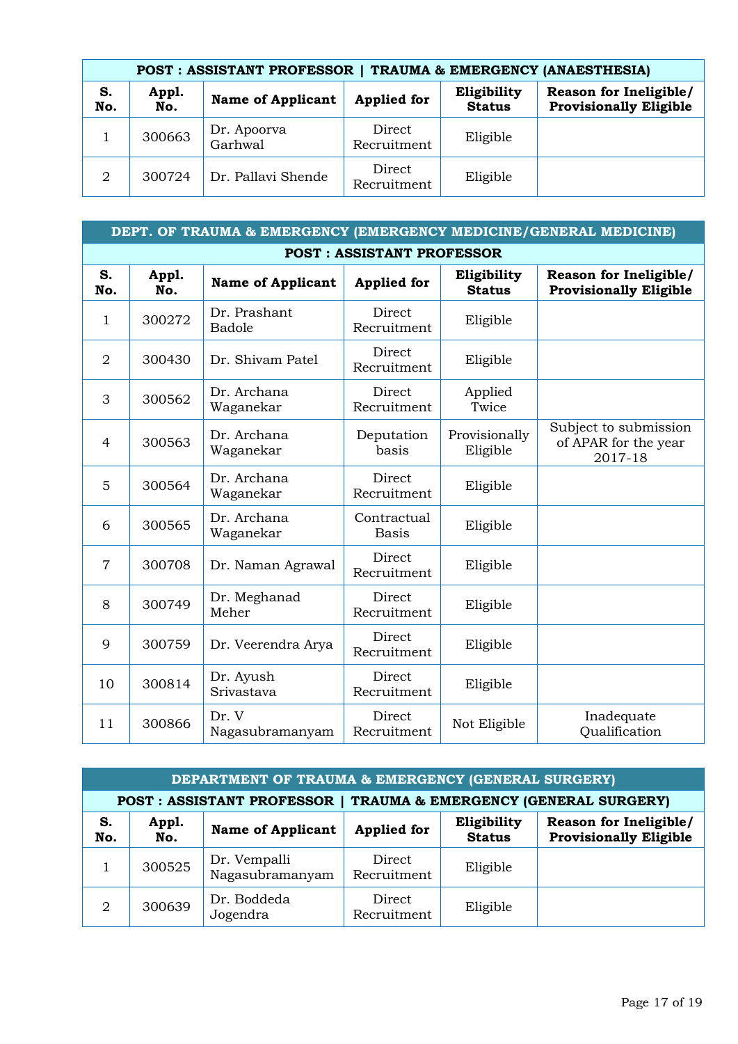| POST : ASSISTANT PROFESSOR \| TRAUMA & EMERGENCY (ANAESTHESIA) | | | | | |
|---|---|---|---|---|---|
| **S. No.** | **Appl. No.** | **Name of Applicant** | **Applied for** | **Eligibility Status** | **Reason for Ineligible/ Provisionally Eligible** |
| 1 | 300663 | Dr. Apoorva Garhwal | Direct Recruitment | Eligible | |
| 2 | 300724 | Dr. Pallavi Shende | Direct Recruitment | Eligible | |

| DEPT. OF TRAUMA & EMERGENCY (EMERGENCY MEDICINE/GENERAL MEDICINE) | | | | | |
|---|---|---|---|---|---|
| **POST : ASSISTANT PROFESSOR** | | | | | |
| **S. No.** | **Appl. No.** | **Name of Applicant** | **Applied for** | **Eligibility Status** | **Reason for Ineligible/ Provisionally Eligible** |
| 1 | 300272 | Dr. Prashant Badole | Direct Recruitment | Eligible | |
| 2 | 300430 | Dr. Shivam Patel | Direct Recruitment | Eligible | |
| 3 | 300562 | Dr. Archana Waganekar | Direct Recruitment | Applied Twice | |
| 4 | 300563 | Dr. Archana Waganekar | Deputation basis | Provisionally Eligible | Subject to submission of APAR for the year 2017-18 |
| 5 | 300564 | Dr. Archana Waganekar | Direct Recruitment | Eligible | |
| 6 | 300565 | Dr. Archana Waganekar | Contractual Basis | Eligible | |
| 7 | 300708 | Dr. Naman Agrawal | Direct Recruitment | Eligible | |
| 8 | 300749 | Dr. Meghanad Meher | Direct Recruitment | Eligible | |
| 9 | 300759 | Dr. Veerendra Arya | Direct Recruitment | Eligible | |
| 10 | 300814 | Dr. Ayush Srivastava | Direct Recruitment | Eligible | |
| 11 | 300866 | Dr. V Nagasubramanyam | Direct Recruitment | Not Eligible | Inadequate Qualification |

| DEPARTMENT OF TRAUMA & EMERGENCY (GENERAL SURGERY) | | | | | |
|---|---|---|---|---|---|
| **POST : ASSISTANT PROFESSOR \| TRAUMA & EMERGENCY (GENERAL SURGERY)** | | | | | |
| **S. No.** | **Appl. No.** | **Name of Applicant** | **Applied for** | **Eligibility Status** | **Reason for Ineligible/ Provisionally Eligible** |
| 1 | 300525 | Dr. Vempalli Nagasubramanyam | Direct Recruitment | Eligible | |
| 2 | 300639 | Dr. Boddeda Jogendra | Direct Recruitment | Eligible | |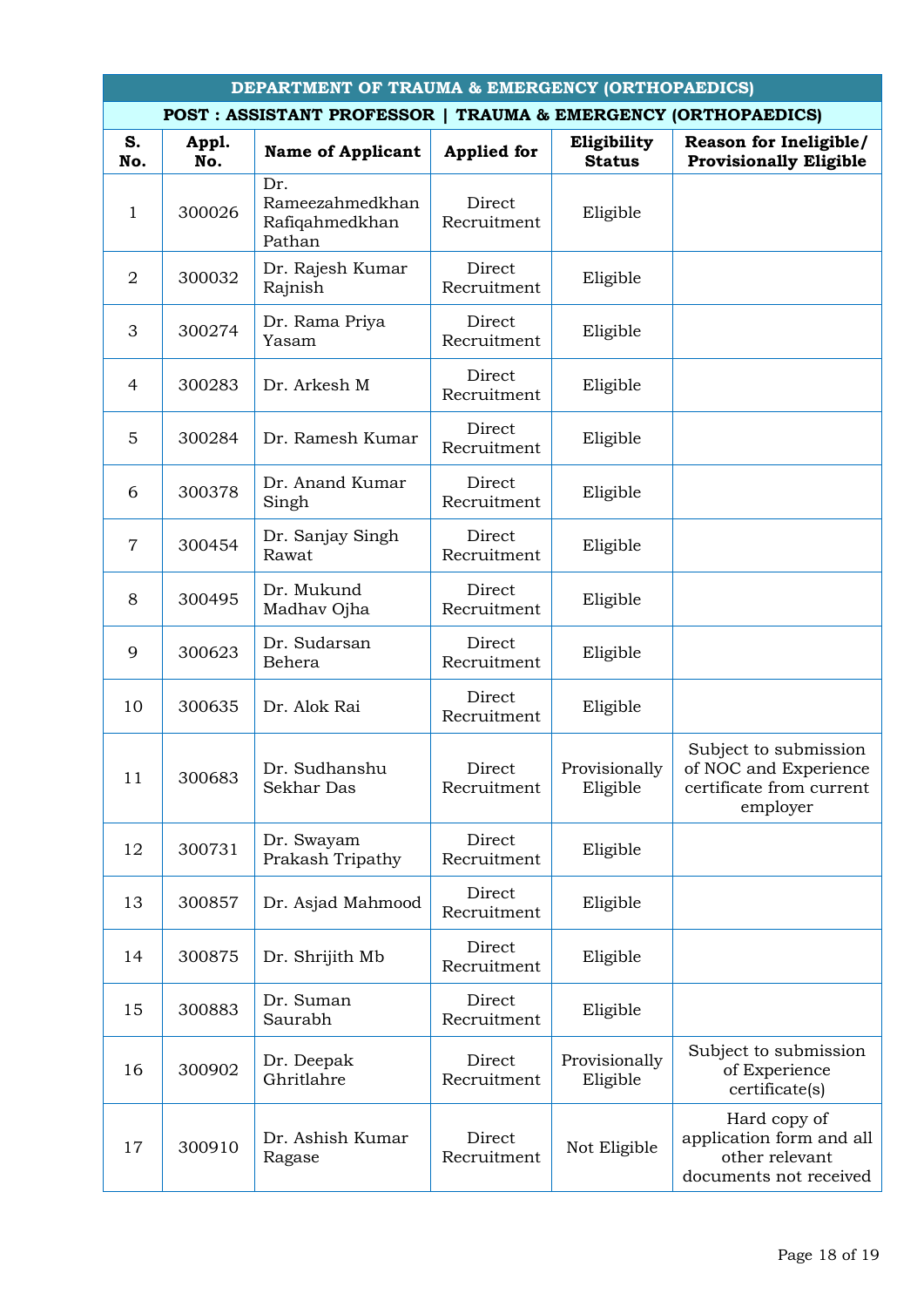| DEPARTMENT OF TRAUMA & EMERGENCY (ORTHOPAEDICS) | | | | | |
|---|---|---|---|---|---|
| **POST : ASSISTANT PROFESSOR \| TRAUMA & EMERGENCY (ORTHOPAEDICS)** | | | | | |
| **S. No.** | **Appl. No.** | **Name of Applicant** | **Applied for** | **Eligibility Status** | **Reason for Ineligible/ Provisionally Eligible** |
| 1 | 300026 | Dr. Rameezahmedkhan Rafiqahmedkhan Pathan | Direct Recruitment | Eligible | |
| 2 | 300032 | Dr. Rajesh Kumar Rajnish | Direct Recruitment | Eligible | |
| 3 | 300274 | Dr. Rama Priya Yasam | Direct Recruitment | Eligible | |
| 4 | 300283 | Dr. Arkesh M | Direct Recruitment | Eligible | |
| 5 | 300284 | Dr. Ramesh Kumar | Direct Recruitment | Eligible | |
| 6 | 300378 | Dr. Anand Kumar Singh | Direct Recruitment | Eligible | |
| 7 | 300454 | Dr. Sanjay Singh Rawat | Direct Recruitment | Eligible | |
| 8 | 300495 | Dr. Mukund Madhav Ojha | Direct Recruitment | Eligible | |
| 9 | 300623 | Dr. Sudarsan Behera | Direct Recruitment | Eligible | |
| 10 | 300635 | Dr. Alok Rai | Direct Recruitment | Eligible | |
| 11 | 300683 | Dr. Sudhanshu Sekhar Das | Direct Recruitment | Provisionally Eligible | Subject to submission of NOC and Experience certificate from current employer |
| 12 | 300731 | Dr. Swayam Prakash Tripathy | Direct Recruitment | Eligible | |
| 13 | 300857 | Dr. Asjad Mahmood | Direct Recruitment | Eligible | |
| 14 | 300875 | Dr. Shrijith Mb | Direct Recruitment | Eligible | |
| 15 | 300883 | Dr. Suman Saurabh | Direct Recruitment | Eligible | |
| 16 | 300902 | Dr. Deepak Ghritlahre | Direct Recruitment | Provisionally Eligible | Subject to submission of Experience certificate(s) |
| 17 | 300910 | Dr. Ashish Kumar Ragase | Direct Recruitment | Not Eligible | Hard copy of application form and all other relevant documents not received |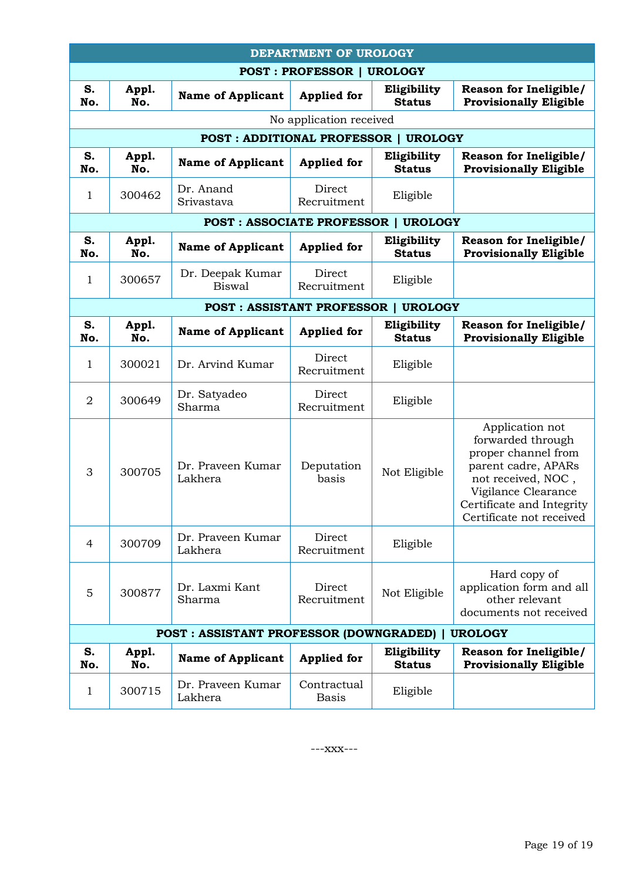## DEPARTMENT OF UROLOGY

### POST : PROFESSOR | UROLOGY

| S. No. | Appl. No. | Name of Applicant | Applied for | Eligibility Status | Reason for Ineligible/ Provisionally Eligible |
|---|---|---|---|---|---|
| No application received | | | | | |

### POST : ADDITIONAL PROFESSOR | UROLOGY

| S. No. | Appl. No. | Name of Applicant | Applied for | Eligibility Status | Reason for Ineligible/ Provisionally Eligible |
|---|---|---|---|---|---|
| 1 | 300462 | Dr. Anand Srivastava | Direct Recruitment | Eligible | |

### POST : ASSOCIATE PROFESSOR | UROLOGY

| S. No. | Appl. No. | Name of Applicant | Applied for | Eligibility Status | Reason for Ineligible/ Provisionally Eligible |
|---|---|---|---|---|---|
| 1 | 300657 | Dr. Deepak Kumar Biswal | Direct Recruitment | Eligible | |

### POST : ASSISTANT PROFESSOR | UROLOGY

| S. No. | Appl. No. | Name of Applicant | Applied for | Eligibility Status | Reason for Ineligible/ Provisionally Eligible |
|---|---|---|---|---|---|
| 1 | 300021 | Dr. Arvind Kumar | Direct Recruitment | Eligible | |
| 2 | 300649 | Dr. Satyadeo Sharma | Direct Recruitment | Eligible | |
| 3 | 300705 | Dr. Praveen Kumar Lakhera | Deputation basis | Not Eligible | Application not forwarded through proper channel from parent cadre, APARs not received, NOC , Vigilance Clearance Certificate and Integrity Certificate not received |
| 4 | 300709 | Dr. Praveen Kumar Lakhera | Direct Recruitment | Eligible | |
| 5 | 300877 | Dr. Laxmi Kant Sharma | Direct Recruitment | Not Eligible | Hard copy of application form and all other relevant documents not received |

### POST : ASSISTANT PROFESSOR (DOWNGRADED) | UROLOGY

| S. No. | Appl. No. | Name of Applicant | Applied for | Eligibility Status | Reason for Ineligible/ Provisionally Eligible |
|---|---|---|---|---|---|
| 1 | 300715 | Dr. Praveen Kumar Lakhera | Contractual Basis | Eligible | |

---xxx---